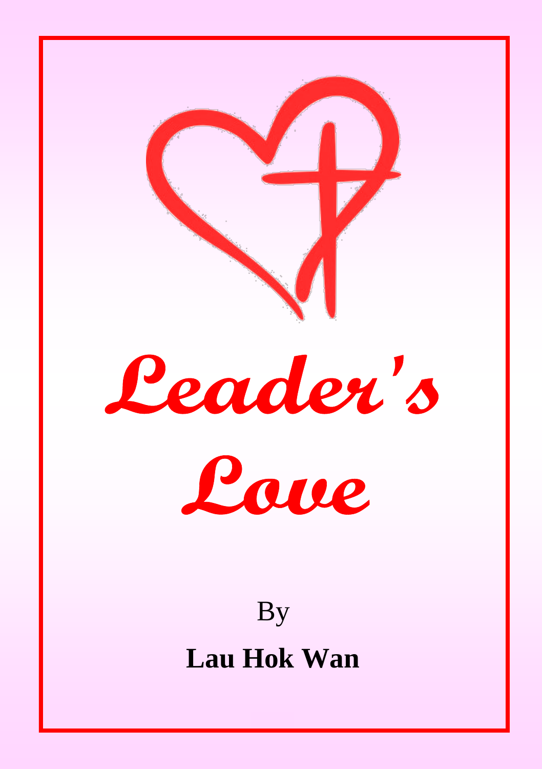# Leader's Love

By

**Lau Hok Wan**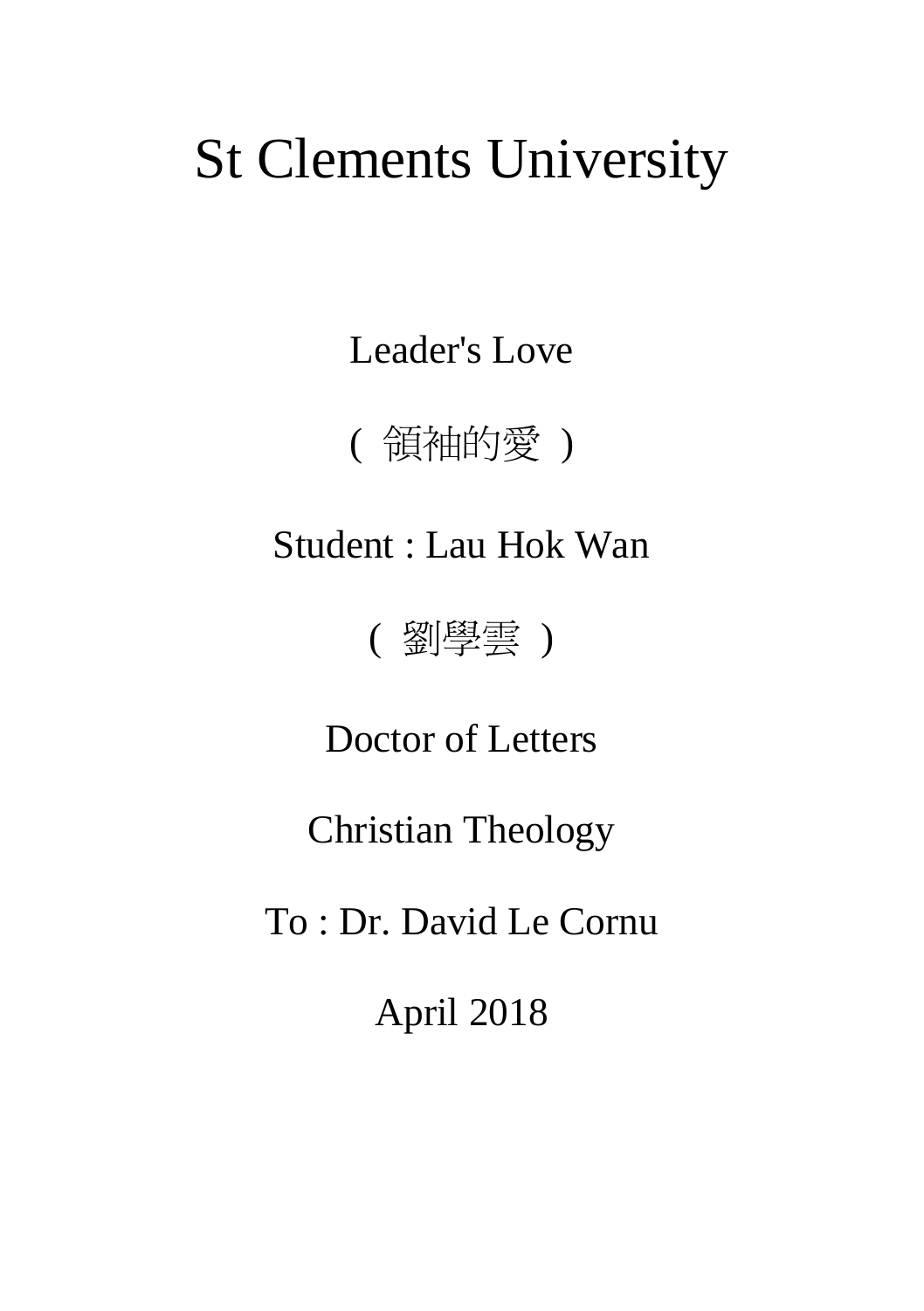# St Clements University

Leader's Love

( 領袖的愛 )

Student : Lau Hok Wan

( 劉學雲 )

Doctor of Letters

Christian Theology

To : Dr. David Le Cornu

April 2018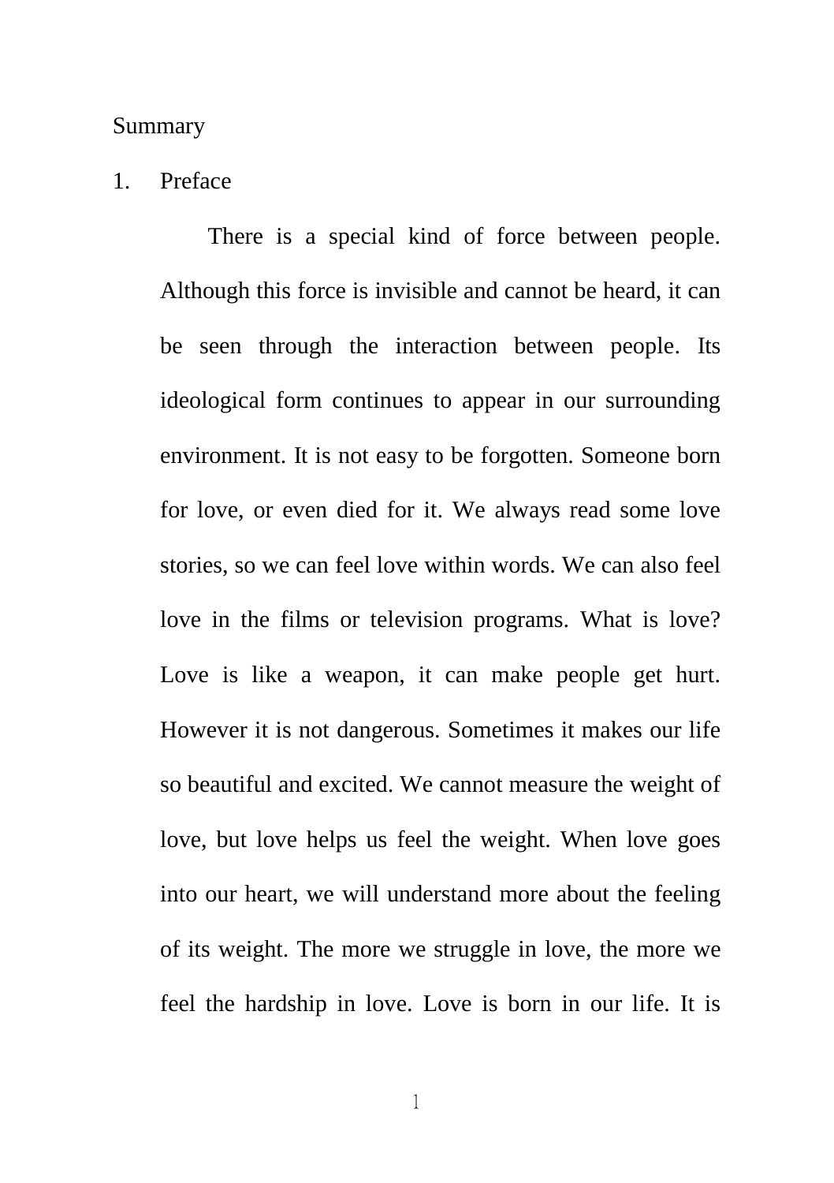Summary

1. Preface

There is a special kind of force between people. Although this force is invisible and cannot be heard, it can be seen through the interaction between people. Its ideological form continues to appear in our surrounding environment. It is not easy to be forgotten. Someone born for love, or even died for it. We always read some love stories, so we can feel love within words. We can also feel love in the films or television programs. What is love? Love is like a weapon, it can make people get hurt. However it is not dangerous. Sometimes it makes our life so beautiful and excited. We cannot measure the weight of love, but love helps us feel the weight. When love goes into our heart, we will understand more about the feeling of its weight. The more we struggle in love, the more we feel the hardship in love. Love is born in our life. It is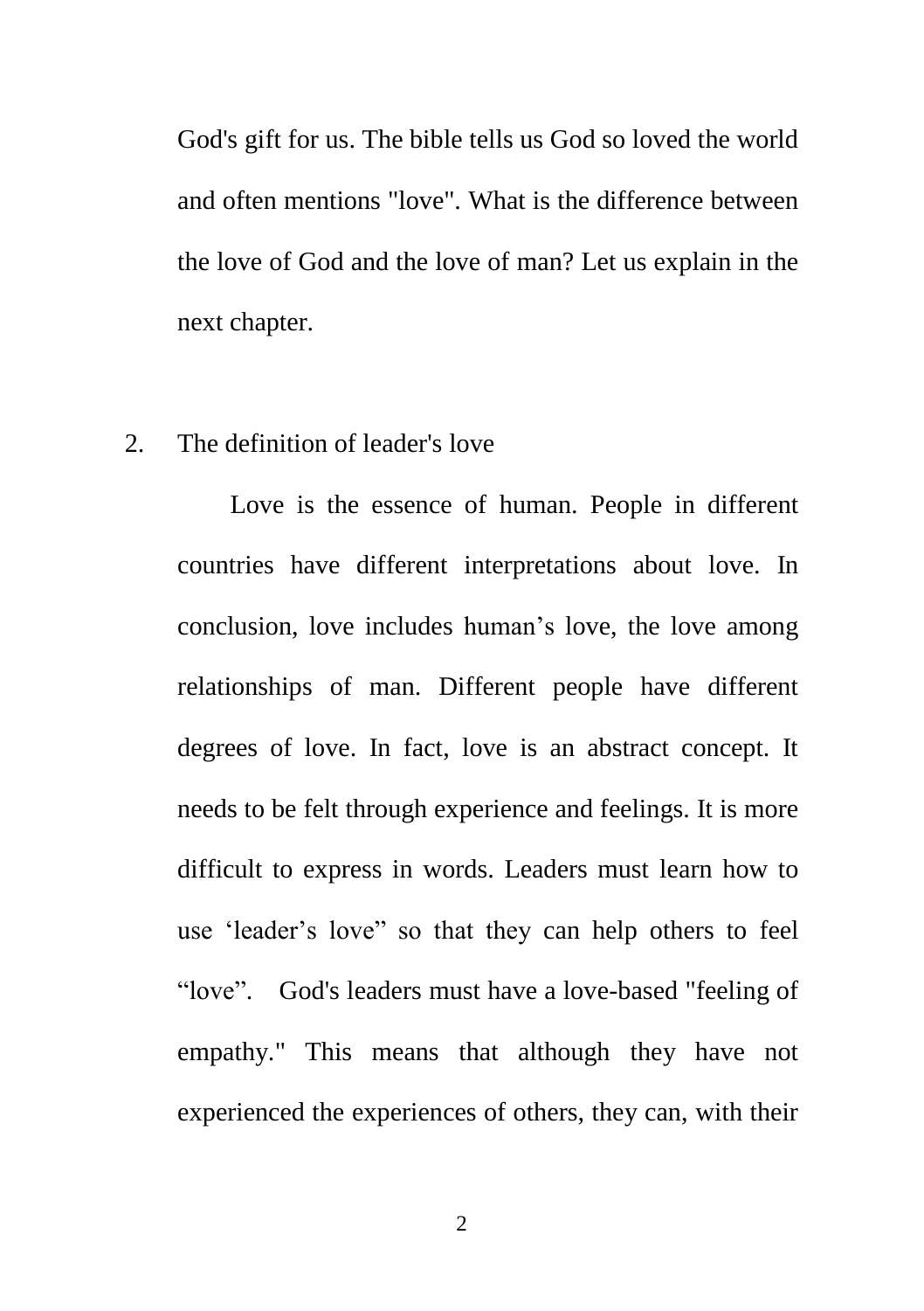God's gift for us. The bible tells us God so loved the world and often mentions "love". What is the difference between the love of God and the love of man? Let us explain in the next chapter.

2. The definition of leader's love

Love is the essence of human. People in different countries have different interpretations about love. In conclusion, love includes human's love, the love among relationships of man. Different people have different degrees of love. In fact, love is an abstract concept. It needs to be felt through experience and feelings. It is more difficult to express in words. Leaders must learn how to use 'leader's love" so that they can help others to feel "love". God's leaders must have a love-based "feeling of empathy." This means that although they have not experienced the experiences of others, they can, with their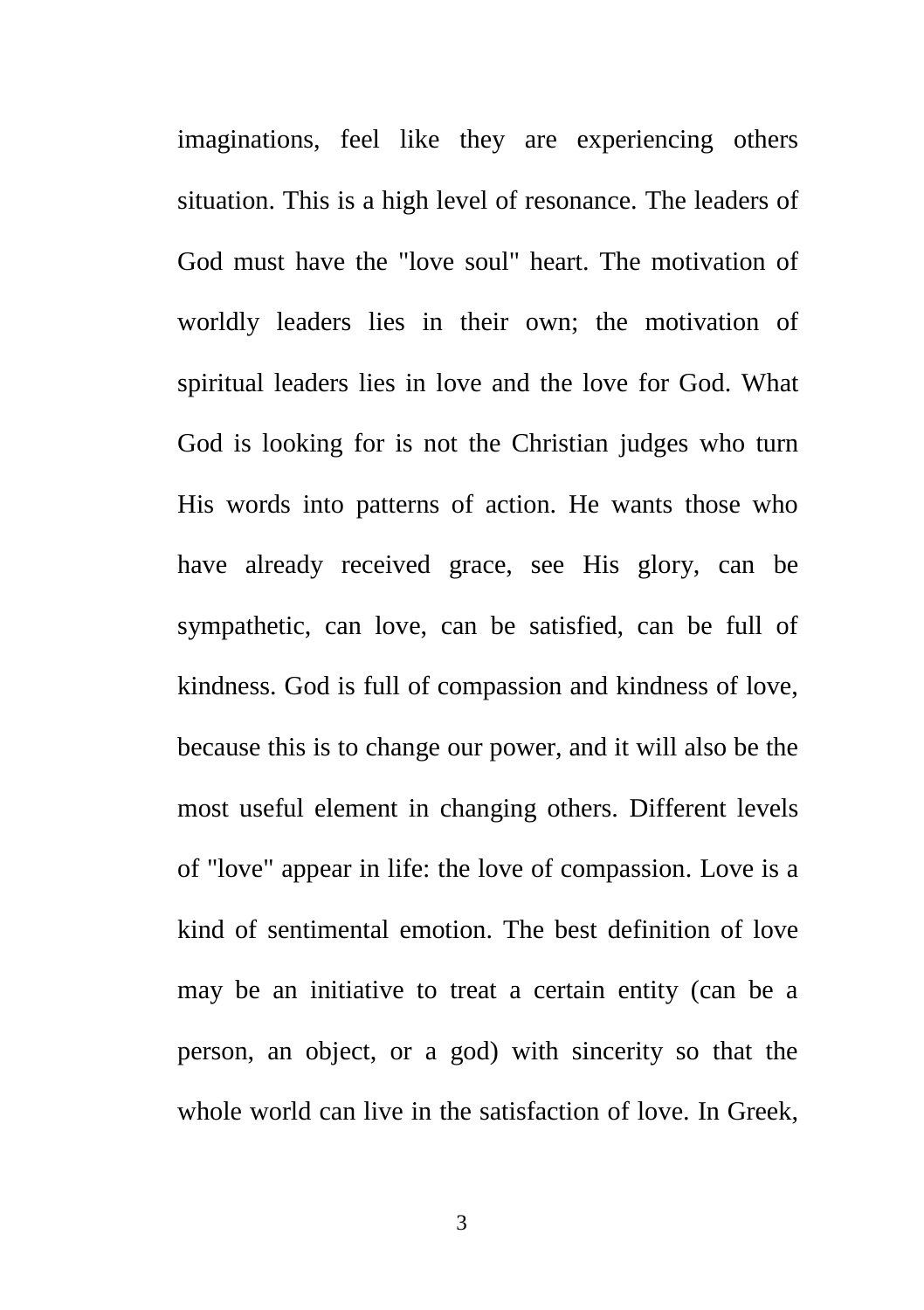imaginations, feel like they are experiencing others situation. This is a high level of resonance. The leaders of God must have the "love soul" heart. The motivation of worldly leaders lies in their own; the motivation of spiritual leaders lies in love and the love for God. What God is looking for is not the Christian judges who turn His words into patterns of action. He wants those who have already received grace, see His glory, can be sympathetic, can love, can be satisfied, can be full of kindness. God is full of compassion and kindness of love, because this is to change our power, and it will also be the most useful element in changing others. Different levels of "love" appear in life: the love of compassion. Love is a kind of sentimental emotion. The best definition of love may be an initiative to treat a certain entity (can be a person, an object, or a god) with sincerity so that the whole world can live in the satisfaction of love. In Greek,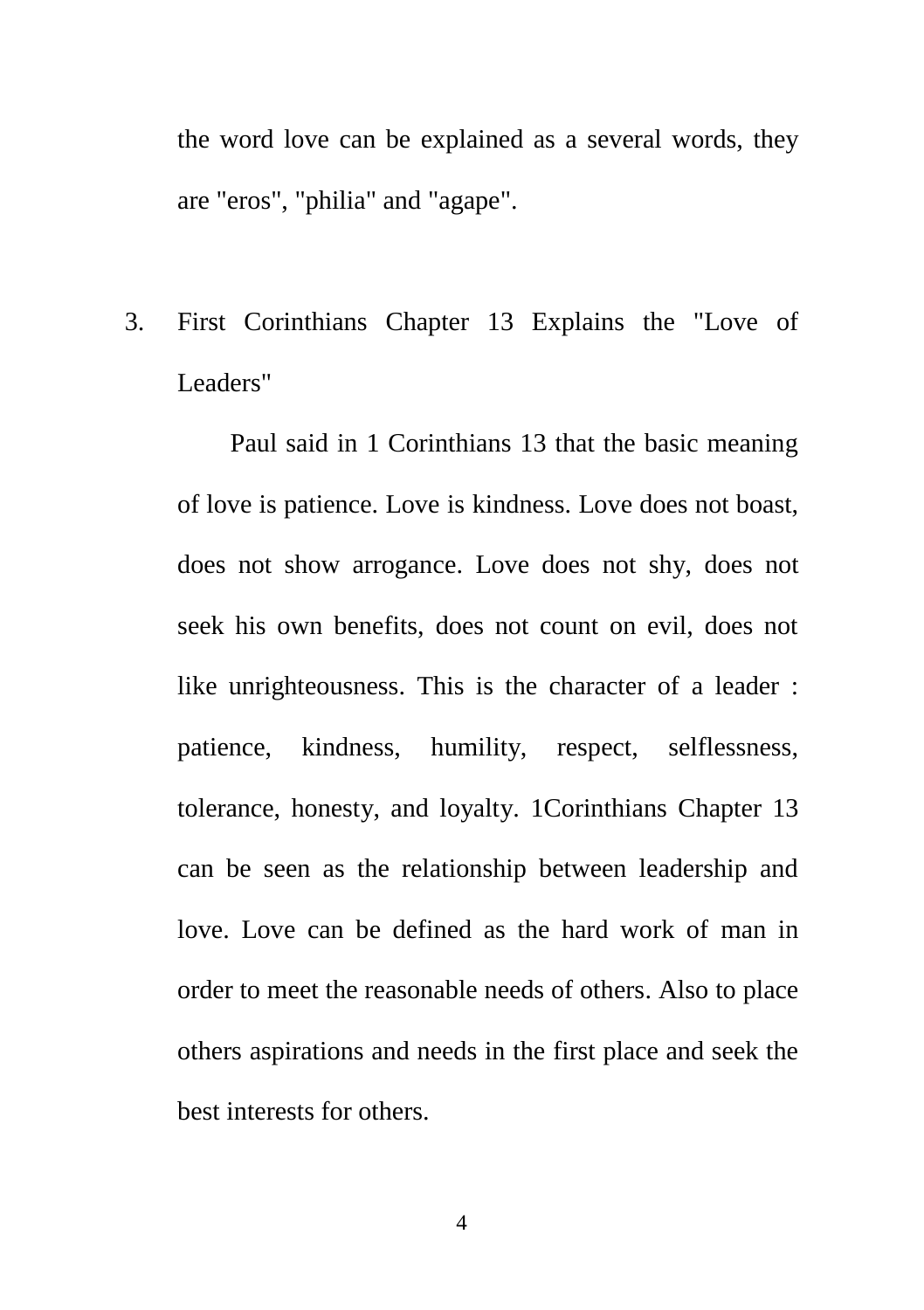the word love can be explained as a several words, they are "eros", "philia" and "agape".

## 3. First Corinthians Chapter 13 Explains the "Love of Leaders"

Paul said in 1 Corinthians 13 that the basic meaning of love is patience. Love is kindness. Love does not boast, does not show arrogance. Love does not shy, does not seek his own benefits, does not count on evil, does not like unrighteousness. This is the character of a leader : patience, kindness, humility, respect, selflessness, tolerance, honesty, and loyalty. 1Corinthians Chapter 13 can be seen as the relationship between leadership and love. Love can be defined as the hard work of man in order to meet the reasonable needs of others. Also to place others aspirations and needs in the first place and seek the best interests for others.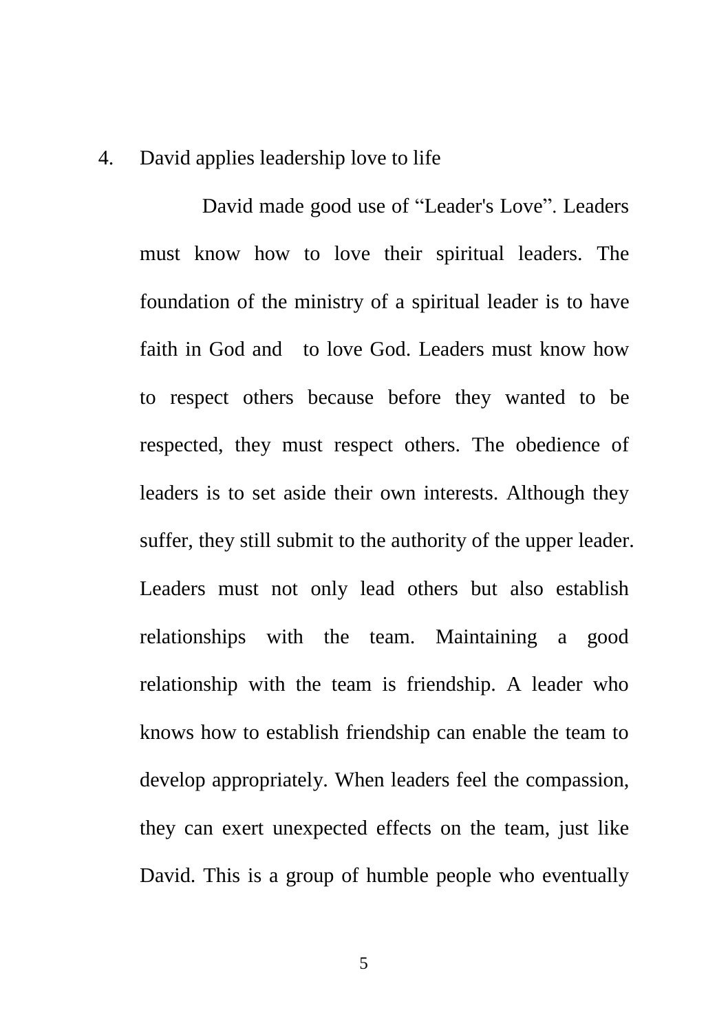4. David applies leadership love to life

David made good use of “Leader's Love”. Leaders must know how to love their spiritual leaders. The foundation of the ministry of a spiritual leader is to have faith in God and to love God. Leaders must know how to respect others because before they wanted to be respected, they must respect others. The obedience of leaders is to set aside their own interests. Although they suffer, they still submit to the authority of the upper leader. Leaders must not only lead others but also establish relationships with the team. Maintaining a good relationship with the team is friendship. A leader who knows how to establish friendship can enable the team to develop appropriately. When leaders feel the compassion, they can exert unexpected effects on the team, just like David. This is a group of humble people who eventually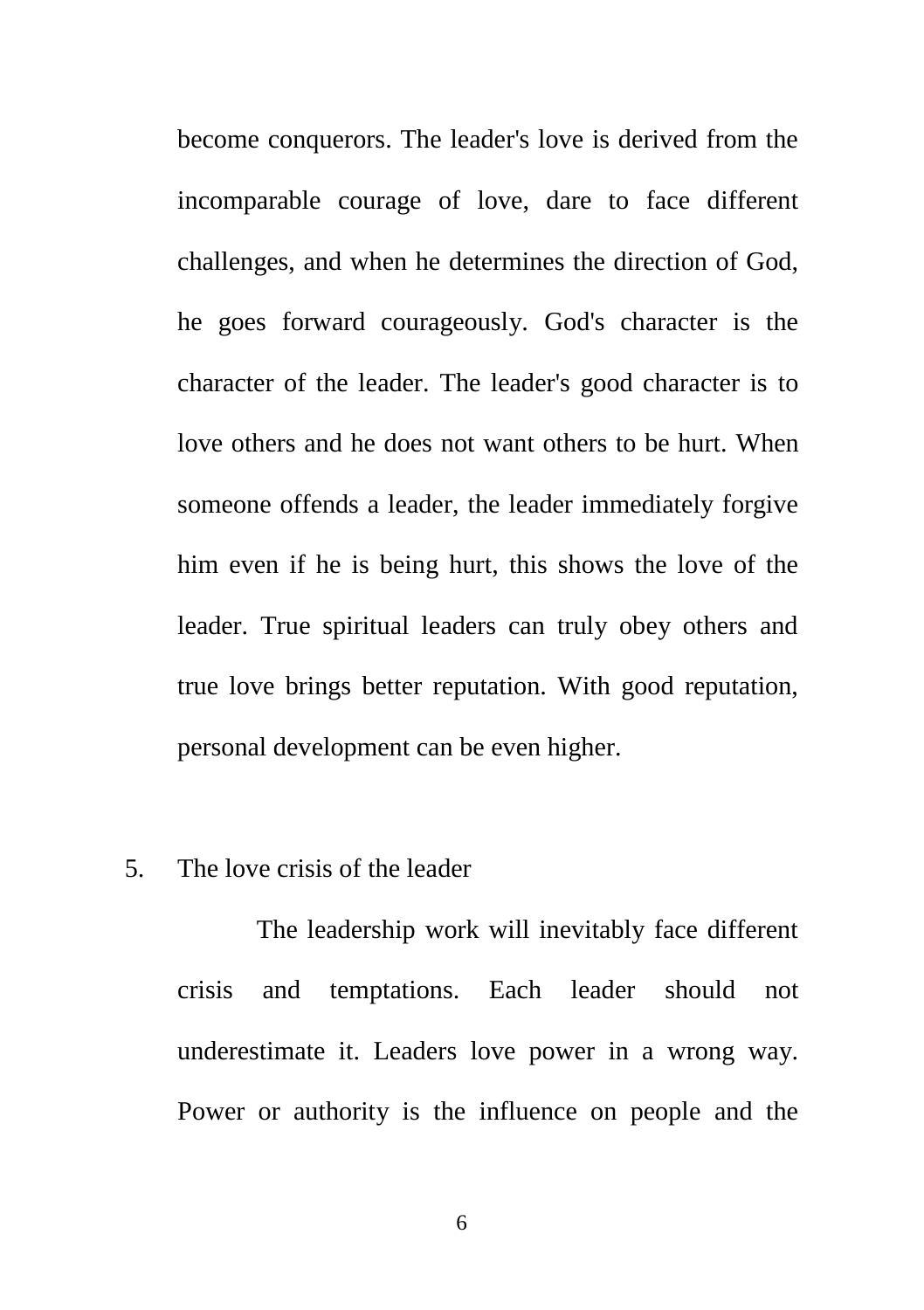become conquerors. The leader's love is derived from the incomparable courage of love, dare to face different challenges, and when he determines the direction of God, he goes forward courageously. God's character is the character of the leader. The leader's good character is to love others and he does not want others to be hurt. When someone offends a leader, the leader immediately forgive him even if he is being hurt, this shows the love of the leader. True spiritual leaders can truly obey others and true love brings better reputation. With good reputation, personal development can be even higher.

5. The love crisis of the leader

The leadership work will inevitably face different crisis and temptations. Each leader should not underestimate it. Leaders love power in a wrong way. Power or authority is the influence on people and the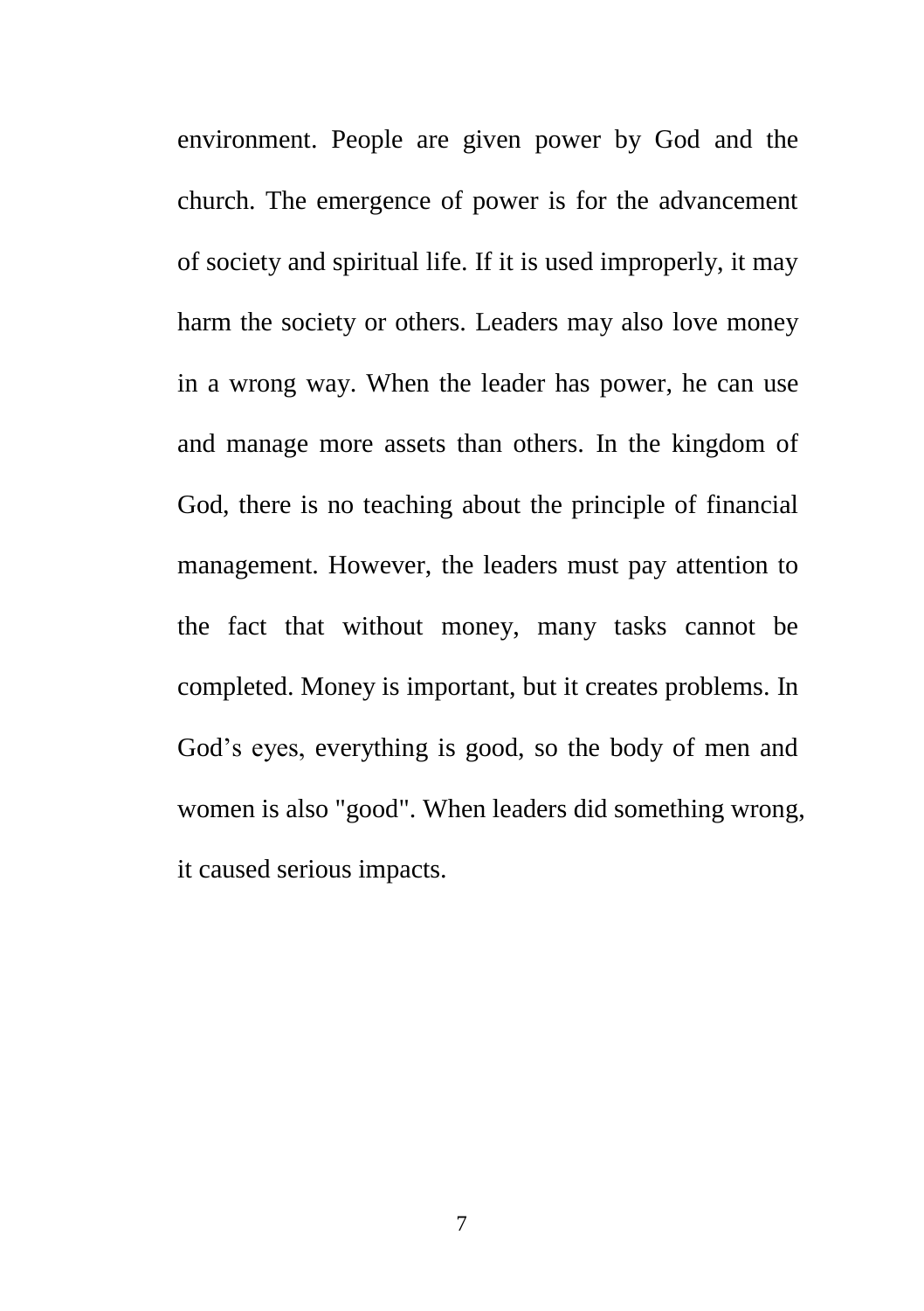environment. People are given power by God and the church. The emergence of power is for the advancement of society and spiritual life. If it is used improperly, it may harm the society or others. Leaders may also love money in a wrong way. When the leader has power, he can use and manage more assets than others. In the kingdom of God, there is no teaching about the principle of financial management. However, the leaders must pay attention to the fact that without money, many tasks cannot be completed. Money is important, but it creates problems. In God's eyes, everything is good, so the body of men and women is also "good". When leaders did something wrong, it caused serious impacts.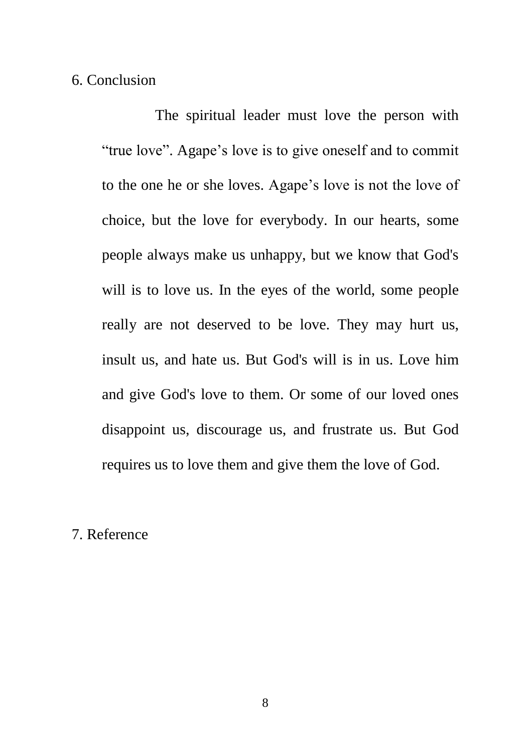## 6. Conclusion

The spiritual leader must love the person with "true love". Agape's love is to give oneself and to commit to the one he or she loves. Agape's love is not the love of choice, but the love for everybody. In our hearts, some people always make us unhappy, but we know that God's will is to love us. In the eyes of the world, some people really are not deserved to be love. They may hurt us, insult us, and hate us. But God's will is in us. Love him and give God's love to them. Or some of our loved ones disappoint us, discourage us, and frustrate us. But God requires us to love them and give them the love of God.

## 7. Reference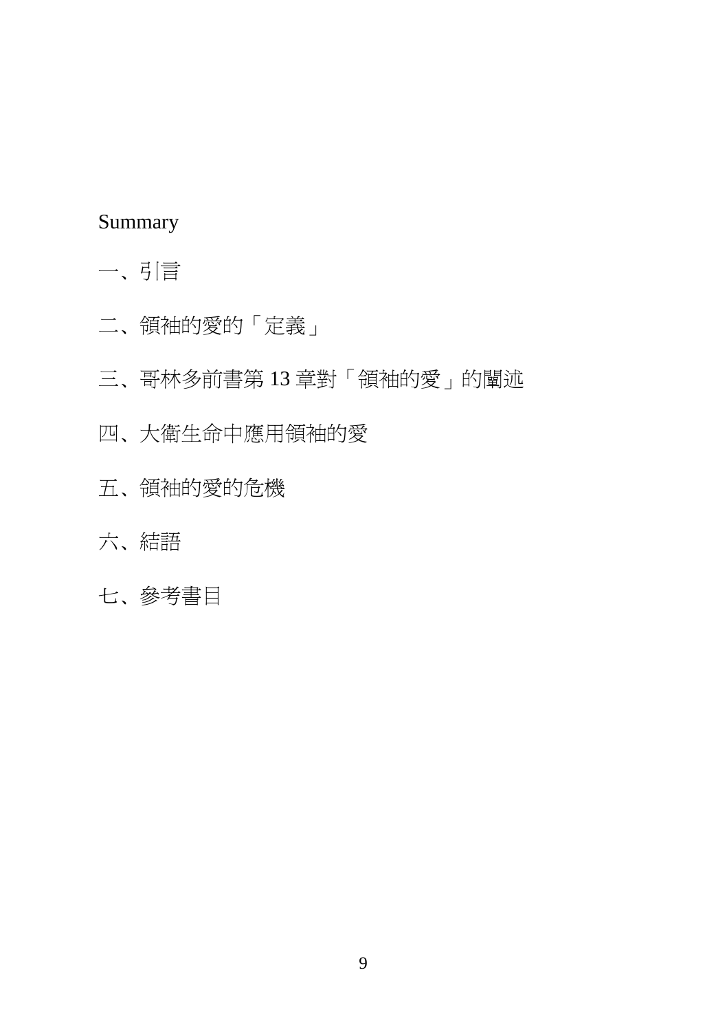Summary

一、引言

二、領袖的愛的「定義」

三、哥林多前書第 13 章對「領袖的愛」的闡述

四、大衛生命中應用領袖的愛

五、領袖的愛的危機

六、結語

七、參考書目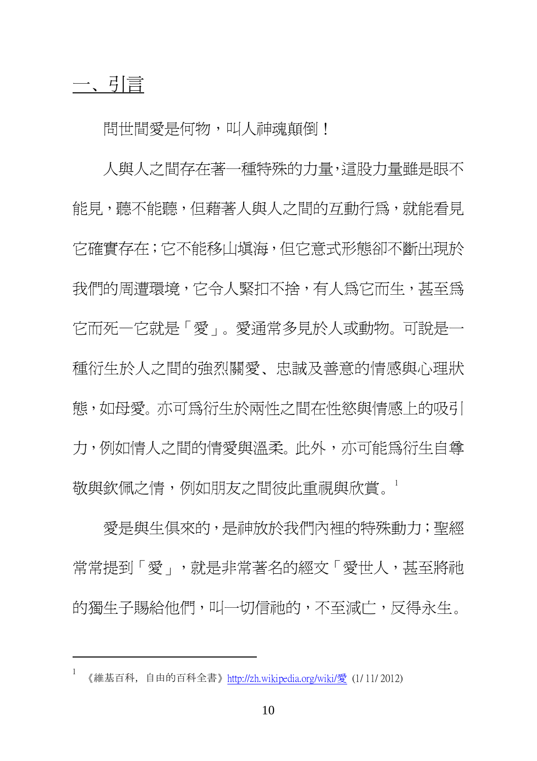## 一、引言

問世間愛是何物，叫人神魂顛倒！

人與人之間存在著一種特殊的力量，這股力量雖是眼不能見，聽不能聽，但藉著人與人之間的互動行為，就能看見它確實存在；它不能移山填海，但它意式形態卻不斷出現於我們的周遭環境，它令人緊扣不捨，有人為它而生，甚至為它而死—它就是「愛」。愛通常多見於人或動物。可說是一種衍生於人之間的強烈關愛、忠誠及善意的情感與心理狀態，如母愛。亦可為衍生於兩性之間在性慾與情感上的吸引力，例如情人之間的情愛與溫柔。此外，亦可能為衍生自尊敬與欽佩之情，例如朋友之間彼此重視與欣賞。[1]

愛是與生俱來的，是神放於我們內裡的特殊動力；聖經常常提到「愛」，就是非常著名的經文「愛世人，甚至將祂的獨生子賜給他們，叫一切信祂的，不至滅亡，反得永生。

---

[1] 《維基百科，自由的百科全書》http://zh.wikipedia.org/wiki/愛 (1/ 11/ 2012)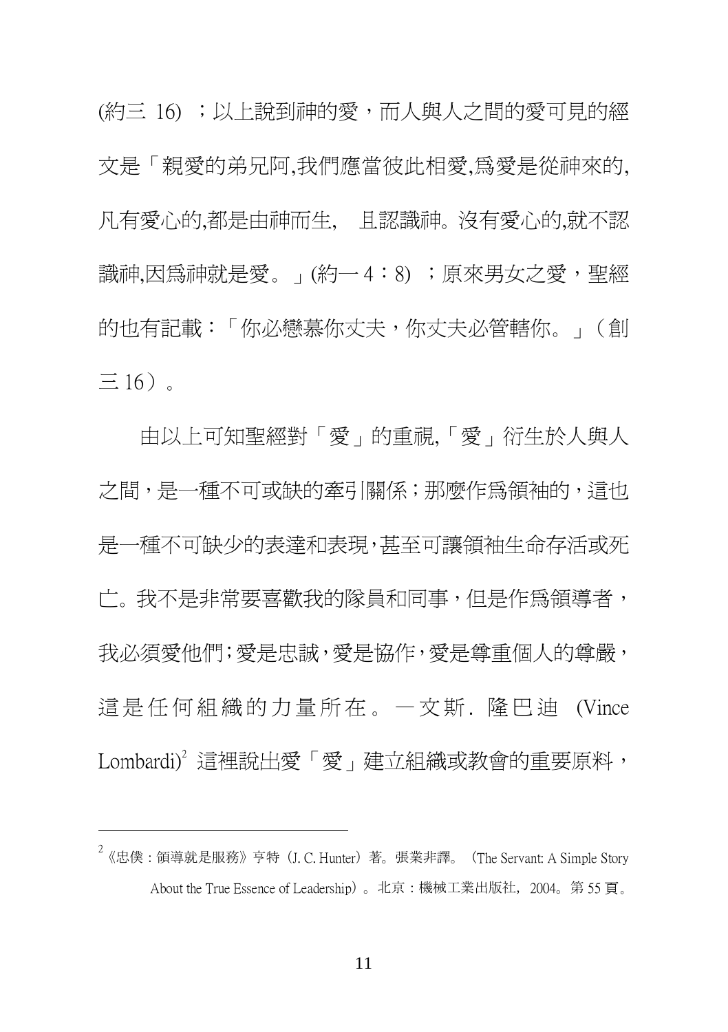(約三 16) ；以上說到神的愛，而人與人之間的愛可見的經文是「親愛的弟兄阿,我們應當彼此相愛,為愛是從神來的,凡有愛心的,都是由神而生, 且認識神。沒有愛心的,就不認識神,因為神就是愛。」(約一 4：8) ；原來男女之愛，聖經的也有記載：「你必戀慕你丈夫，你丈夫必管轄你。」（創三 16）。

由以上可知聖經對「愛」的重視,「愛」衍生於人與人之間，是一種不可或缺的牽引關係；那麼作為領袖的，這也是一種不可缺少的表達和表現,甚至可讓領袖生命存活或死亡。我不是非常要喜歡我的隊員和同事，但是作為領導者，我必須愛他們;愛是忠誠,愛是協作,愛是尊重個人的尊嚴，這是任何組織的力量所在。—文斯. 隆巴迪 (Vince Lombardi)[2] 這裡說出愛「愛」建立組織或教會的重要原料，

---

[2] 《忠僕：領導就是服務》亨特（J. C. Hunter）著。張業非譯。（The Servant: A Simple Story About the True Essence of Leadership）。北京：機械工業出版社，2004。第 55 頁。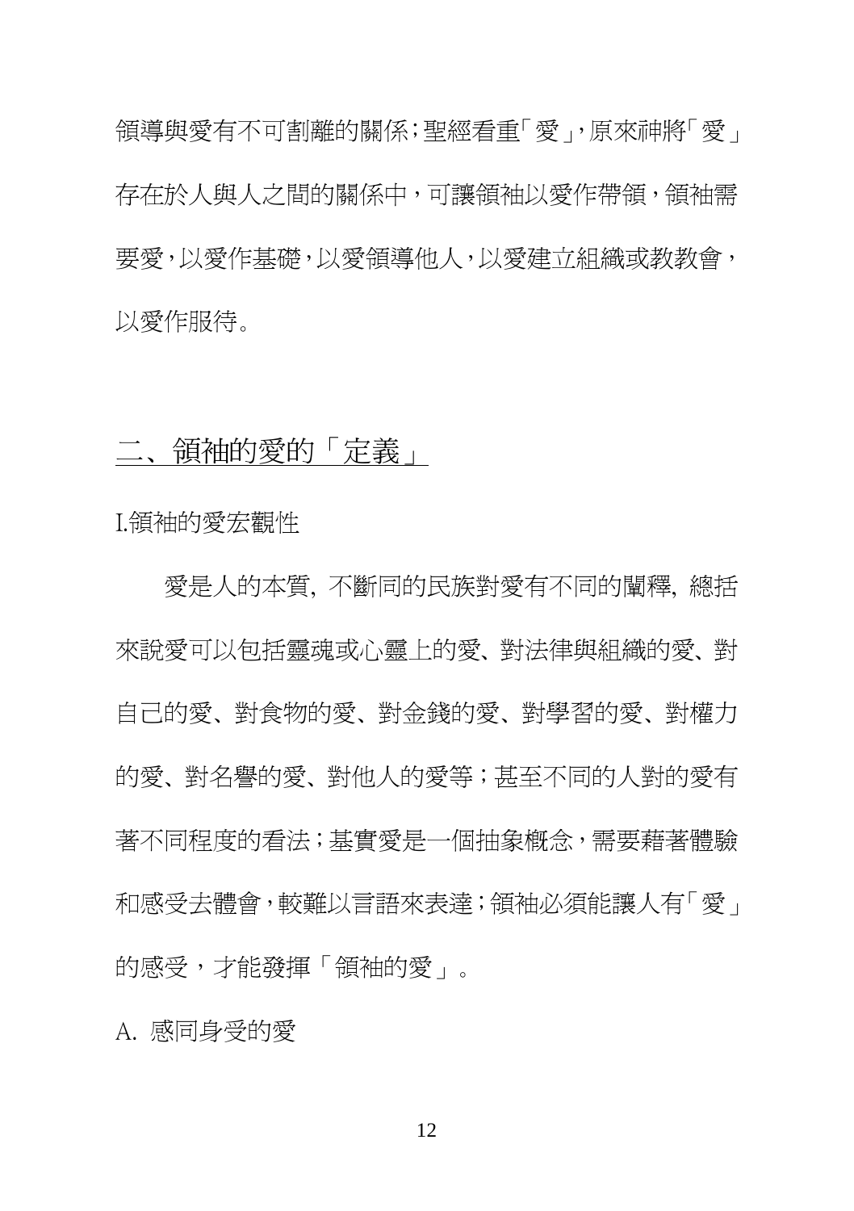領導與愛有不可割離的關係；聖經看重「愛」，原來神將「愛」存在於人與人之間的關係中，可讓領袖以愛作帶領，領袖需要愛，以愛作基礎，以愛領導他人，以愛建立組織或教教會，以愛作服待。

## 二、領袖的愛的「定義」

I.領袖的愛宏觀性

愛是人的本質，不斷同的民族對愛有不同的闡釋，總括來說愛可以包括靈魂或心靈上的愛、對法律與組織的愛、對自己的愛、對食物的愛、對金錢的愛、對學習的愛、對權力的愛、對名譽的愛、對他人的愛等；甚至不同的人對的愛有著不同程度的看法；基實愛是一個抽象概念，需要藉著體驗和感受去體會，較難以言語來表達；領袖必須能讓人有「愛」的感受，才能發揮「領袖的愛」。

A. 感同身受的愛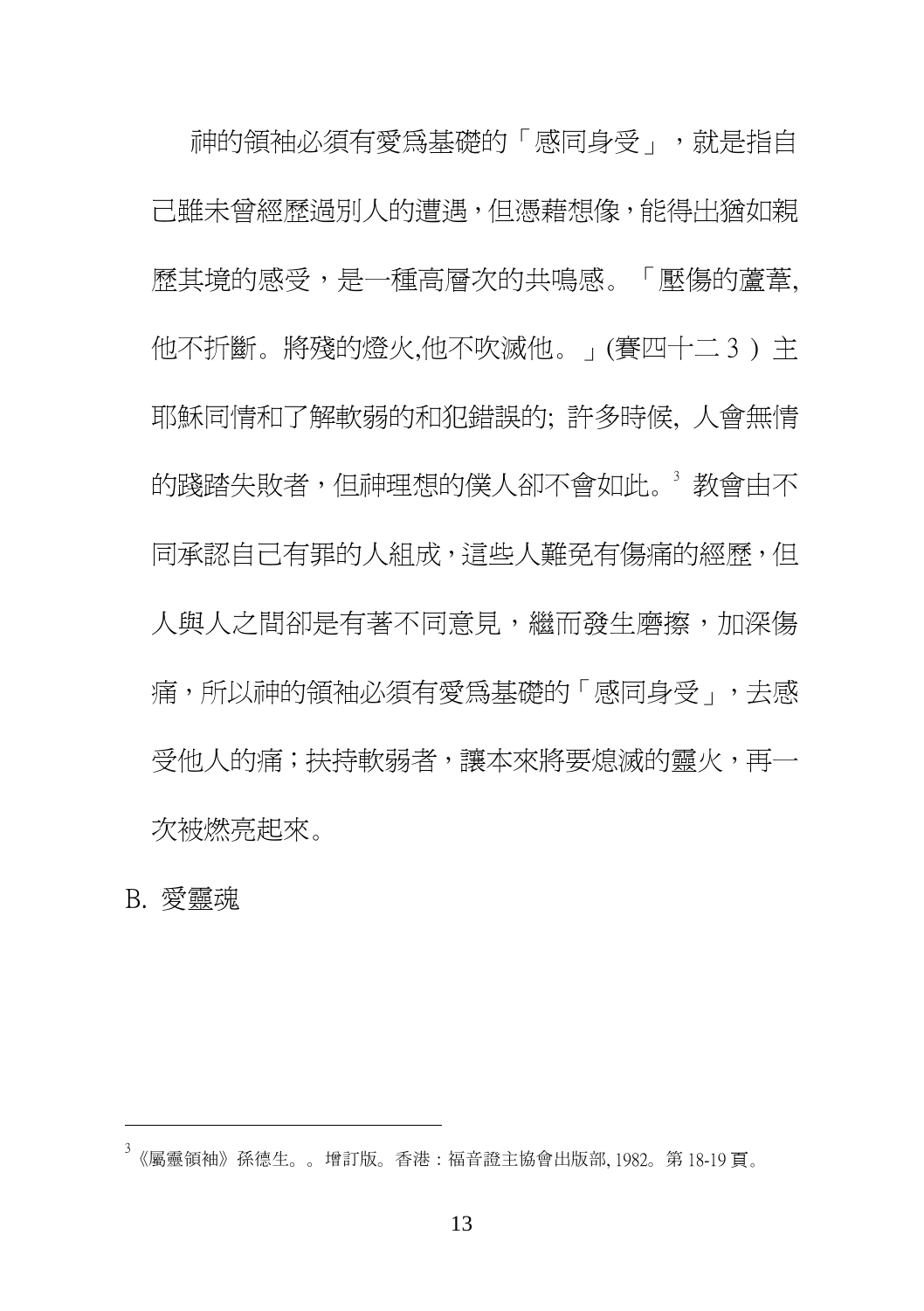神的領袖必須有愛爲基礎的「感同身受」，就是指自己雖未曾經歷過別人的遭遇，但憑藉想像，能得出猶如親歷其境的感受，是一種高層次的共鳴感。「壓傷的蘆葦,他不折斷。將殘的燈火,他不吹滅他。」(賽四十二 3 ) 主耶穌同情和了解軟弱的和犯錯誤的; 許多時候, 人會無情的踐踏失敗者，但神理想的僕人卻不會如此。[3] 教會由不同承認自己有罪的人組成，這些人難免有傷痛的經歷，但人與人之間卻是有著不同意見，繼而發生磨擦，加深傷痛，所以神的領袖必須有愛爲基礎的「感同身受」，去感受他人的痛；扶持軟弱者，讓本來將要熄滅的靈火，再一次被燃亮起來。

B. 愛靈魂

---

[3] 《屬靈領袖》孫德生。。增訂版。香港：福音證主協會出版部, 1982。第 18-19 頁。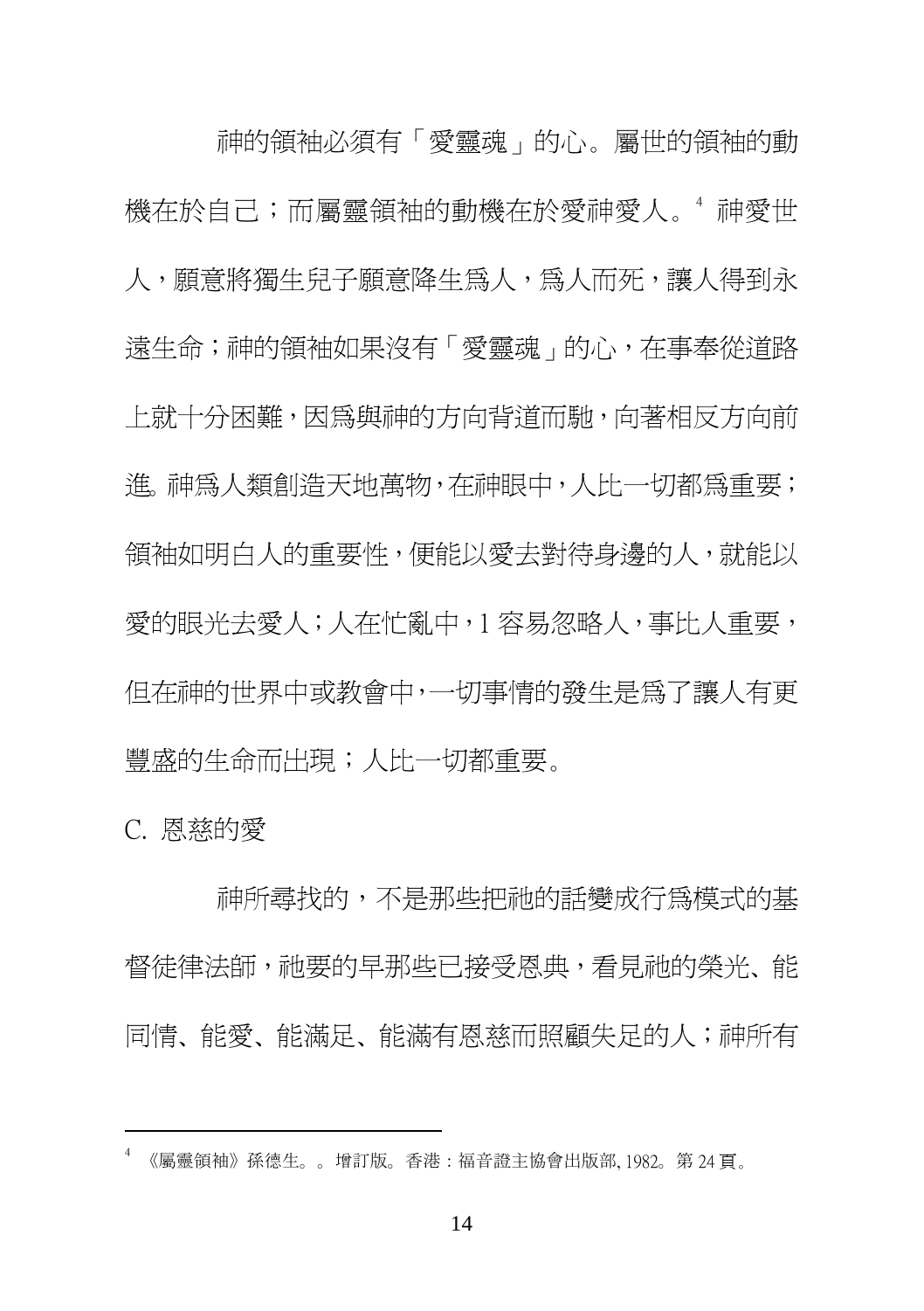神的領袖必須有「愛靈魂」的心。屬世的領袖的動機在於自己；而屬靈領袖的動機在於愛神愛人。[4] 神愛世人，願意將獨生兒子願意降生爲人，爲人而死，讓人得到永遠生命；神的領袖如果沒有「愛靈魂」的心，在事奉從道路上就十分困難，因爲與神的方向背道而馳，向著相反方向前進。神爲人類創造天地萬物，在神眼中，人比一切都爲重要；領袖如明白人的重要性，便能以愛去對待身邊的人，就能以愛的眼光去愛人；人在忙亂中，1 容易忽略人，事比人重要，但在神的世界中或教會中，一切事情的發生是爲了讓人有更豐盛的生命而出現；人比一切都重要。

C. 恩慈的愛

神所尋找的，不是那些把祂的話變成行爲模式的基督徒律法師，祂要的早那些已接受恩典，看見祂的榮光、能同情、能愛、能滿足、能滿有恩慈而照顧失足的人；神所有

---

[4] 《屬靈領袖》孫德生。。增訂版。香港：福音證主協會出版部, 1982。第 24 頁。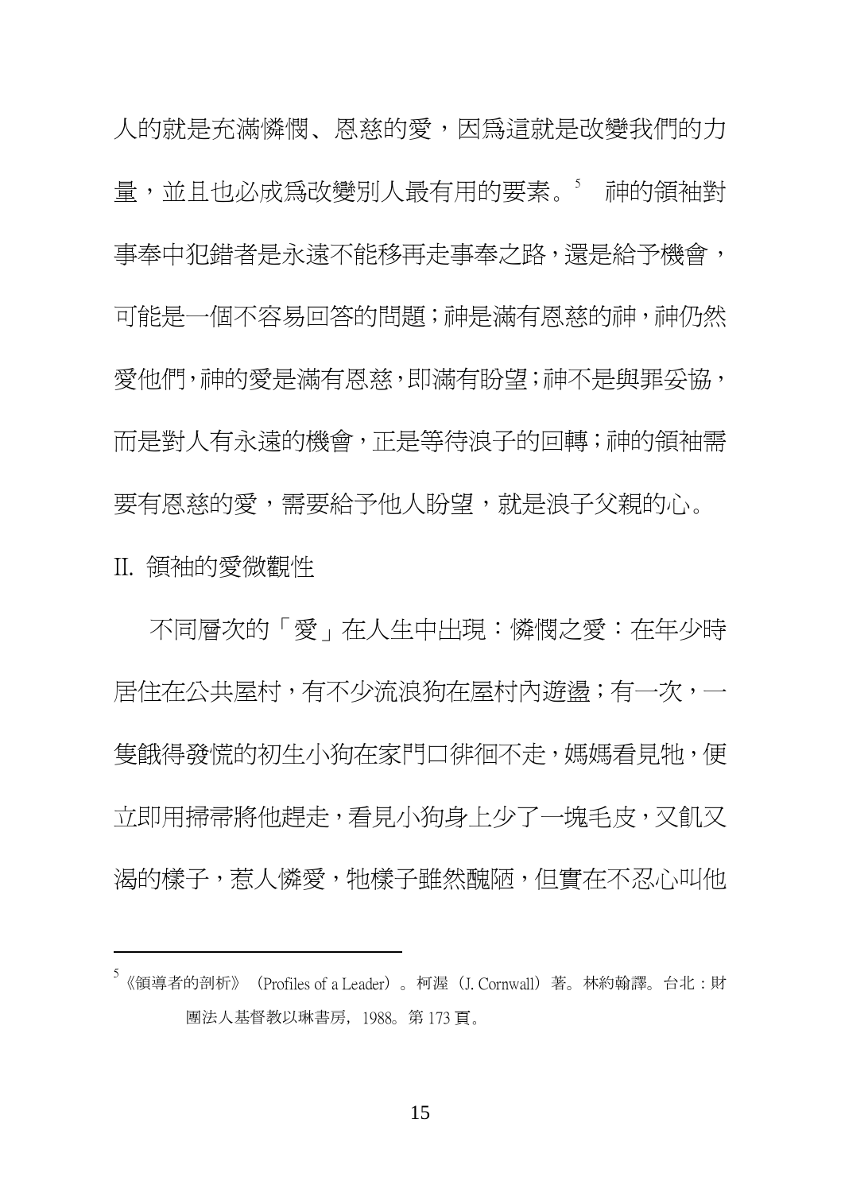人的就是充滿憐憫、恩慈的愛，因爲這就是改變我們的力量，並且也必成爲改變別人最有用的要素。[5] 神的領袖對事奉中犯錯者是永遠不能移再走事奉之路，還是給予機會，可能是一個不容易回答的問題；神是滿有恩慈的神，神仍然愛他們，神的愛是滿有恩慈，即滿有盼望；神不是與罪妥協，而是對人有永遠的機會，正是等待浪子的回轉；神的領袖需要有恩慈的愛，需要給予他人盼望，就是浪子父親的心。

II. 領袖的愛微觀性

不同層次的「愛」在人生中出現：憐憫之愛：在年少時居住在公共屋村，有不少流浪狗在屋村內遊盪；有一次，一隻餓得發慌的初生小狗在家門口徘徊不走，媽媽看見牠，便立即用掃帚將他趕走，看見小狗身上少了一塊毛皮，又飢又渴的樣子，惹人憐愛，牠樣子雖然醜陋，但實在不忍心叫他

---

[5] 《領導者的剖析》（Profiles of a Leader）。柯渥（J. Cornwall）著。林約翰譯。台北：財團法人基督教以琳書房，1988。第 173 頁。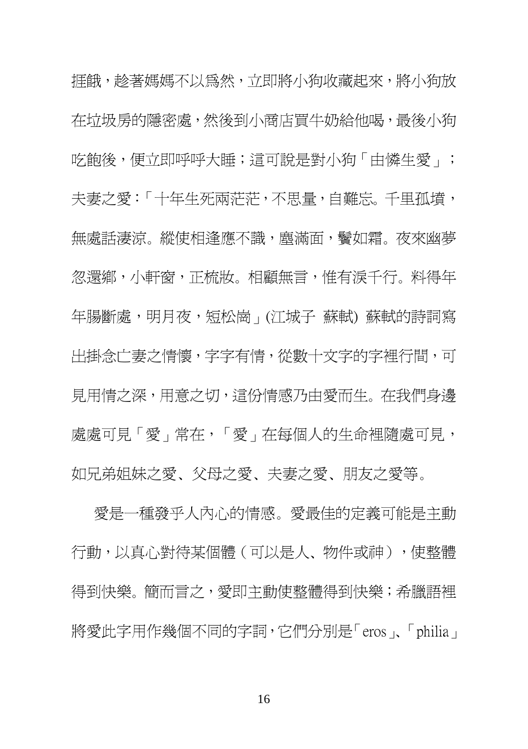捱餓，趁著媽媽不以爲然，立即將小狗收藏起來，將小狗放在垃圾房的隱密處，然後到小商店買牛奶給他喝，最後小狗吃飽後，便立即呼呼大睡；這可說是對小狗「由憐生愛」；夫妻之愛：「十年生死兩茫茫，不思量，自難忘。千里孤墳，無處話淒涼。縱使相逢應不識，塵滿面，鬢如霜。夜來幽夢忽還鄉，小軒窗，正梳妝。相顧無言，惟有淚千行。料得年年腸斷處，明月夜，短松崗」(江城子 蘇軾) 蘇軾的詩詞寫出掛念亡妻之情懷，字字有情，從數十文字的字裡行間，可見用情之深，用意之切，這份情感乃由愛而生。在我們身邊處處可見「愛」常在，「愛」在每個人的生命裡隨處可見，如兄弟姐妹之愛、父母之愛、夫妻之愛、朋友之愛等。

愛是一種發乎人內心的情感。愛最佳的定義可能是主動行動，以真心對待某個體（可以是人、物件或神），使整體得到快樂。簡而言之，愛即主動使整體得到快樂；希臘語裡將愛此字用作幾個不同的字詞，它們分別是「eros」、「philia」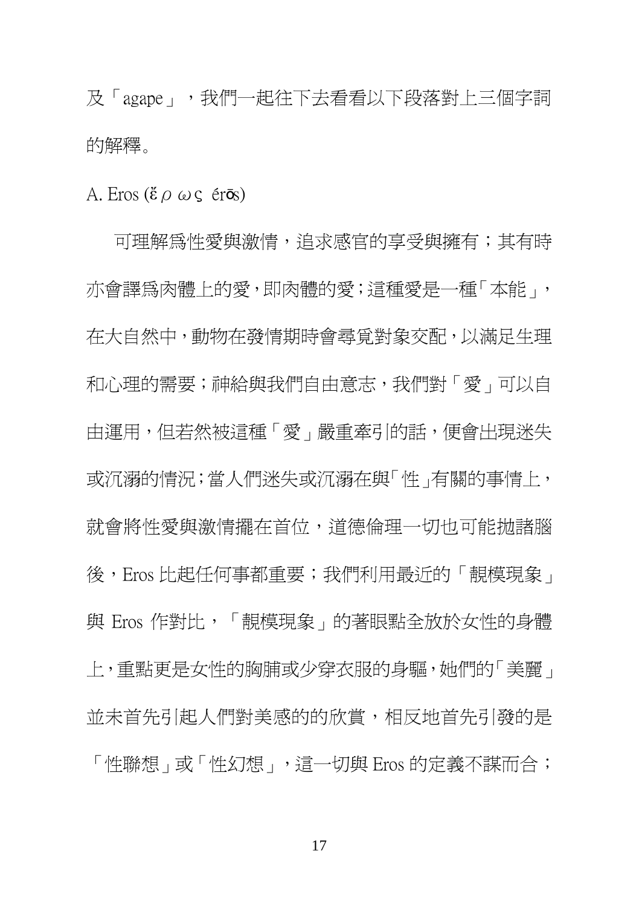及「agape」，我們一起往下去看看以下段落對上三個字詞的解釋。

A. Eros (ἔρως érōs)

可理解爲性愛與激情，追求感官的享受與擁有；其有時亦會譯爲肉體上的愛，即肉體的愛；這種愛是一種「本能」，在大自然中，動物在發情期時會尋覓對象交配，以滿足生理和心理的需要；神給與我們自由意志，我們對「愛」可以自由運用，但若然被這種「愛」嚴重牽引的話，便會出現迷失或沉溺的情況；當人們迷失或沉溺在與「性」有關的事情上，就會將性愛與激情擺在首位，道德倫理一切也可能拋諸腦後，Eros 比起任何事都重要；我們利用最近的「靚模現象」與 Eros 作對比，「靚模現象」的著眼點全放於女性的身體上，重點更是女性的胸脯或少穿衣服的身軀，她們的「美麗」並未首先引起人們對美感的的欣賞，相反地首先引發的是「性聯想」或「性幻想」，這一切與 Eros 的定義不謀而合；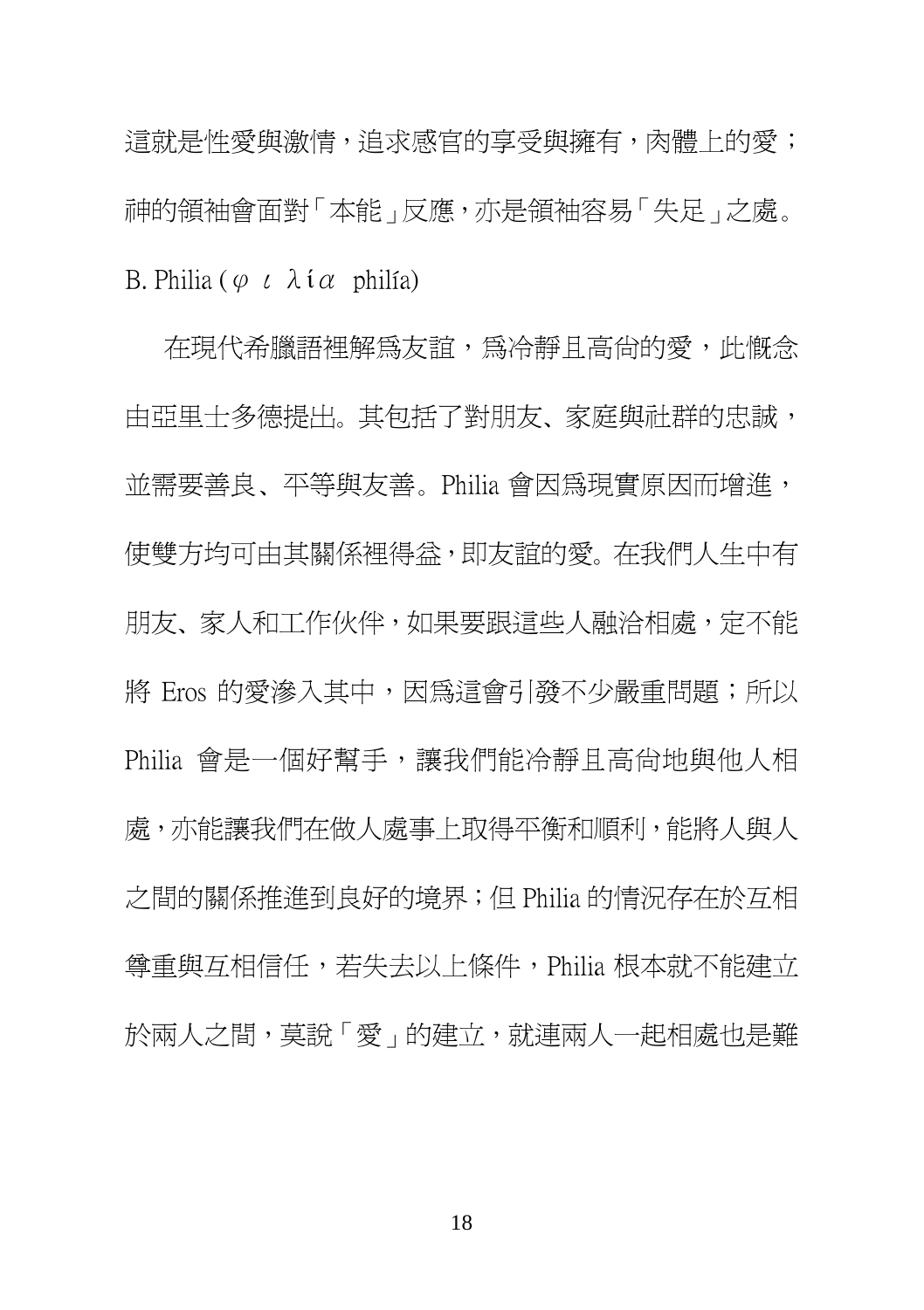這就是性愛與激情，追求感官的享受與擁有，肉體上的愛；神的領袖會面對「本能」反應，亦是領袖容易「失足」之處。

B. Philia (φιλία philía)

在現代希臘語裡解爲友誼，爲冷靜且高尚的愛，此概念由亞里士多德提出。其包括了對朋友、家庭與社群的忠誠，並需要善良、平等與友善。Philia 會因爲現實原因而增進，使雙方均可由其關係裡得益，即友誼的愛。在我們人生中有朋友、家人和工作伙伴，如果要跟這些人融洽相處，定不能將 Eros 的愛滲入其中，因爲這會引發不少嚴重問題；所以 Philia 會是一個好幫手，讓我們能冷靜且高尚地與他人相處，亦能讓我們在做人處事上取得平衡和順利，能將人與人之間的關係推進到良好的境界；但 Philia 的情況存在於互相尊重與互相信任，若失去以上條件，Philia 根本就不能建立於兩人之間，莫說「愛」的建立，就連兩人一起相處也是難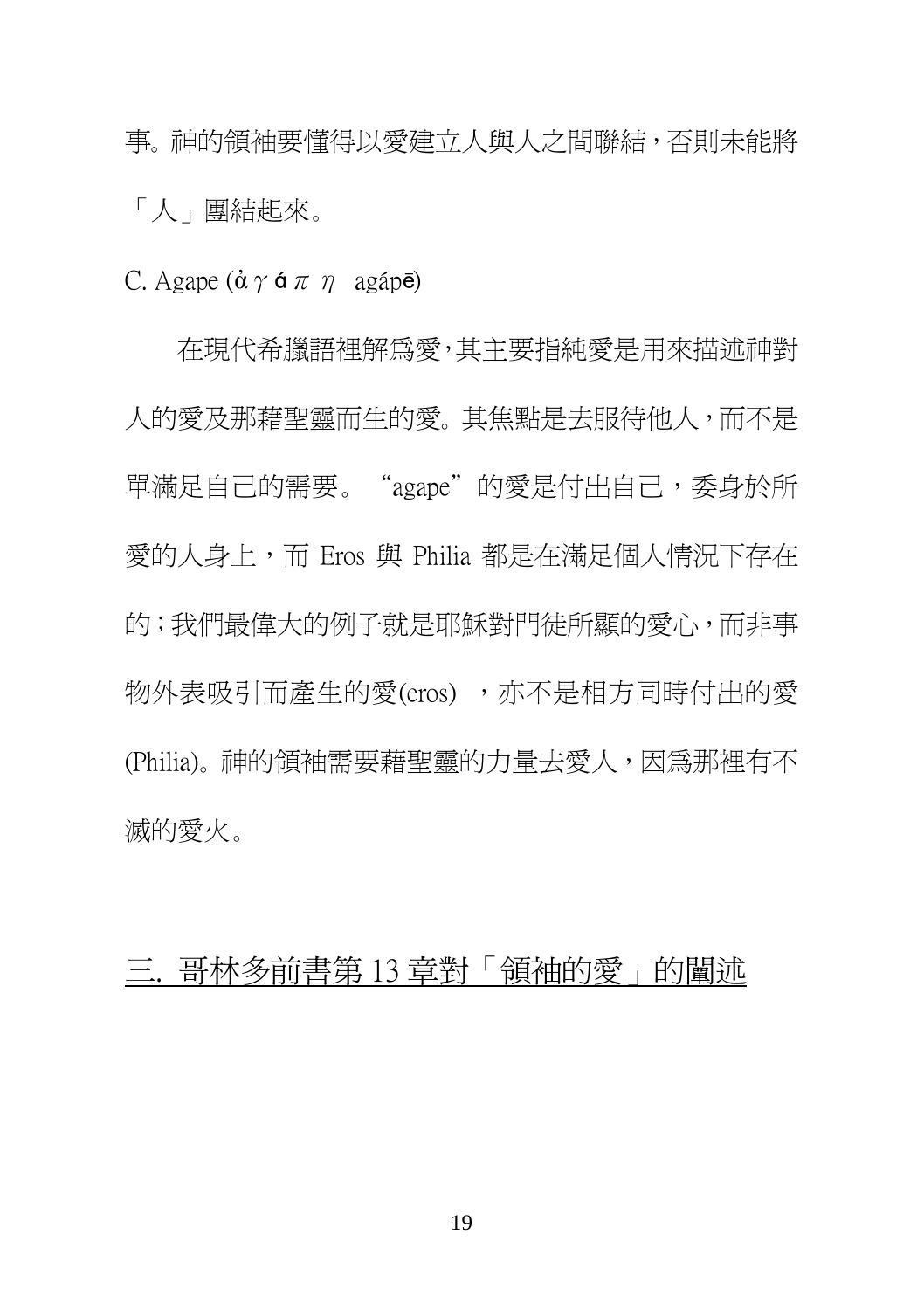事。神的領袖要懂得以愛建立人與人之間聯結，否則未能將「人」團結起來。

C. Agape (ἀγάπη agápē)

在現代希臘語裡解爲愛，其主要指純愛是用來描述神對人的愛及那藉聖靈而生的愛。其焦點是去服待他人，而不是單滿足自己的需要。“agape”的愛是付出自己，委身於所愛的人身上，而 Eros 與 Philia 都是在滿足個人情況下存在的；我們最偉大的例子就是耶穌對門徒所顯的愛心，而非事物外表吸引而產生的愛(eros) ，亦不是相方同時付出的愛(Philia)。神的領袖需要藉聖靈的力量去愛人，因爲那裡有不滅的愛火。

## 三. 哥林多前書第 13 章對「領袖的愛」的闡述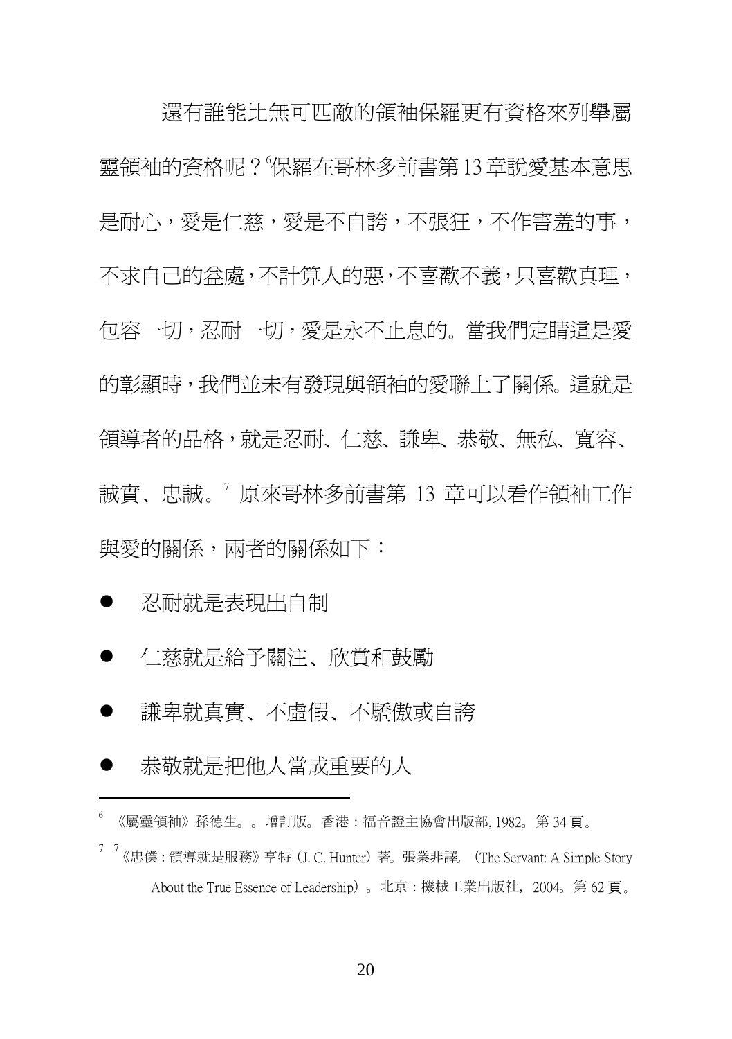還有誰能比無可匹敵的領袖保羅更有資格來列舉屬靈領袖的資格呢？[6]保羅在哥林多前書第13章說愛基本意思是耐心，愛是仁慈，愛是不自誇，不張狂，不作害羞的事，不求自己的益處，不計算人的惡，不喜歡不義，只喜歡真理，包容一切，忍耐一切，愛是永不止息的。當我們定睛這是愛的彰顯時，我們並未有發現與領袖的愛聯上了關係。這就是領導者的品格，就是忍耐、仁慈、謙卑、恭敬、無私、寬容、誠實、忠誠。[7] 原來哥林多前書第 13 章可以看作領袖工作與愛的關係，兩者的關係如下：

- 忍耐就是表現出自制
- 仁慈就是給予關注、欣賞和鼓勵
- 謙卑就真實、不虛假、不驕傲或自誇
- 恭敬就是把他人當成重要的人

---

[6] 《屬靈領袖》孫德生。。增訂版。香港：福音證主協會出版部, 1982。第 34 頁。

[7] [7]《忠僕：領導就是服務》亨特（J. C. Hunter）著。張業非譯。（The Servant: A Simple Story About the True Essence of Leadership）。北京：機械工業出版社，2004。第 62 頁。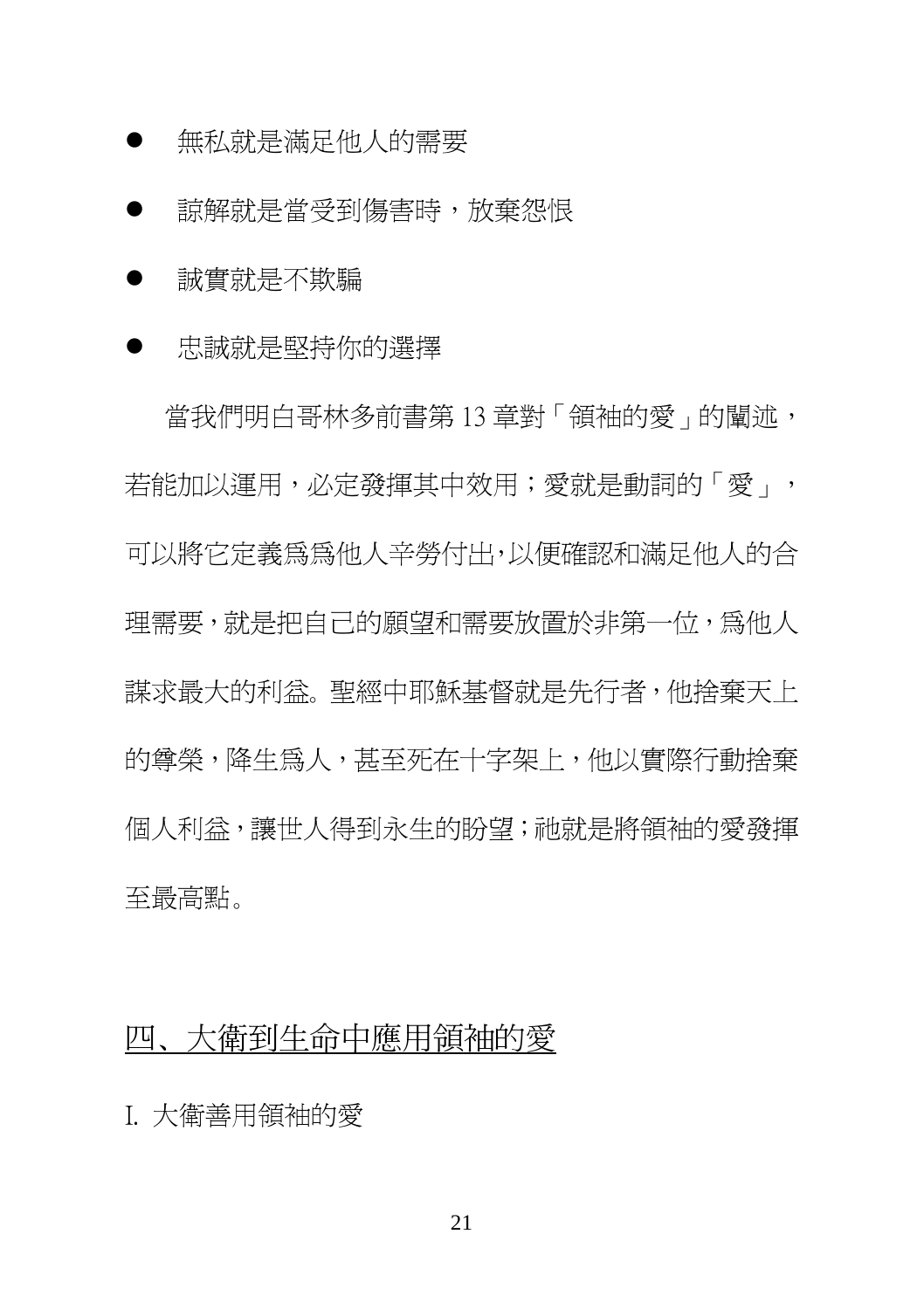- 無私就是滿足他人的需要
- 諒解就是當受到傷害時，放棄怨恨
- 誠實就是不欺騙
- 忠誠就是堅持你的選擇

當我們明白哥林多前書第 13 章對「領袖的愛」的闡述，若能加以運用，必定發揮其中效用；愛就是動詞的「愛」，可以將它定義爲爲他人辛勞付出,以便確認和滿足他人的合理需要，就是把自己的願望和需要放置於非第一位，爲他人謀求最大的利益。聖經中耶穌基督就是先行者，他捨棄天上的尊榮，降生爲人，甚至死在十字架上，他以實際行動捨棄個人利益，讓世人得到永生的盼望；祂就是將領袖的愛發揮至最高點。

## 四、大衛到生命中應用領袖的愛

I. 大衛善用領袖的愛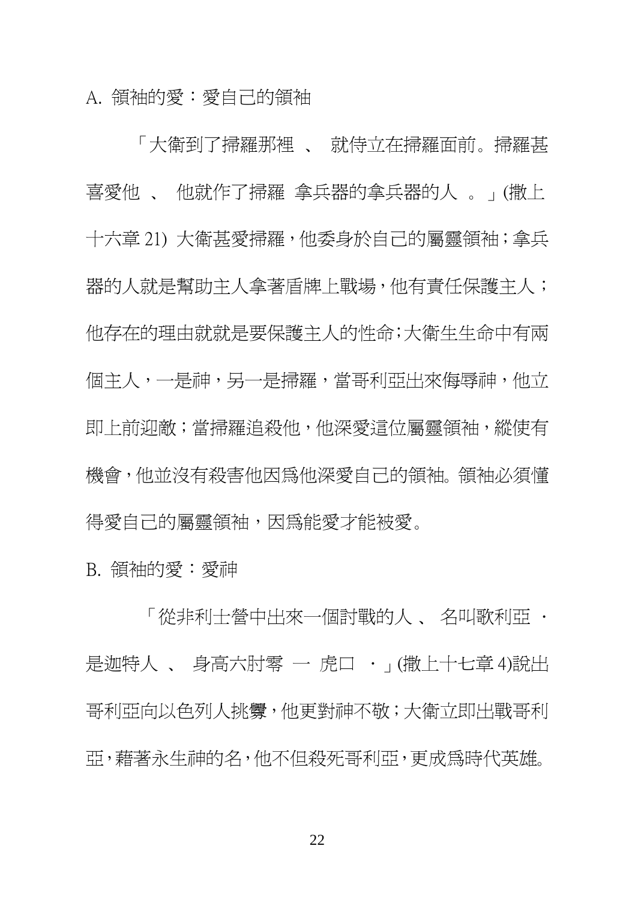A. 領袖的愛：愛自己的領袖

「大衛到了掃羅那裡 、 就侍立在掃羅面前。掃羅甚喜愛他 、 他就作了掃羅 拿兵器的拿兵器的人 。」(撒上十六章 21) 大衛甚愛掃羅，他委身於自己的屬靈領袖；拿兵器的人就是幫助主人拿著盾牌上戰場，他有責任保護主人；他存在的理由就就是要保護主人的性命;大衛生生命中有兩個主人，一是神，另一是掃羅，當哥利亞出來侮辱神，他立即上前迎敵；當掃羅追殺他，他深愛這位屬靈領袖，縱使有機會，他並沒有殺害他因為他深愛自己的領袖。領袖必須懂得愛自己的屬靈領袖，因為能愛才能被愛。

B. 領袖的愛：愛神

「從非利士營中出來一個討戰的人 、 名叫歌利亞 ・ 是迦特人 、 身高六肘零 一 虎口 ・」(撒上十七章 4)說出哥利亞向以色列人挑釁，他更對神不敬；大衛立即出戰哥利亞，藉著永生神的名，他不但殺死哥利亞，更成為時代英雄。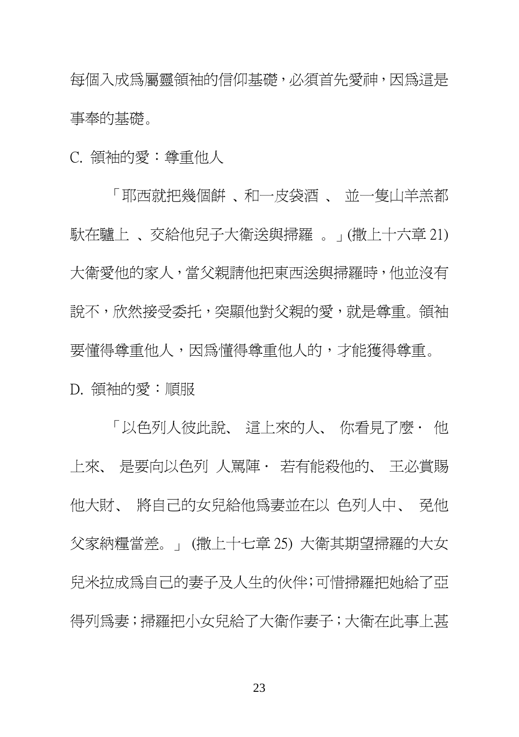每個入成爲屬靈領袖的信仰基礎，必須首先愛神，因爲這是事奉的基礎。

C. 領袖的愛：尊重他人

「耶西就把幾個餅 、和一皮袋酒 、 並一隻山羊羔都馱在驢上 、交給他兒子大衛送與掃羅 。」(撒上十六章 21) 大衛愛他的家人，當父親請他把東西送與掃羅時，他並沒有說不，欣然接受委托，突顯他對父親的愛，就是尊重。領袖要懂得尊重他人，因爲懂得尊重他人的，才能獲得尊重。

D. 領袖的愛：順服

「以色列人彼此說、 這上來的人、 你看見了麼· 他上來、 是要向以色列 人罵陣· 若有能殺他的、 王必賞賜他大財、 將自己的女兒給他爲妻並在以 色列人中、 免他父家納糧當差。」 (撒上十七章 25) 大衛其期望掃羅的大女兒米拉成爲自己的妻子及人生的伙伴;可惜掃羅把她給了亞得列爲妻;掃羅把小女兒給了大衛作妻子;大衛在此事上甚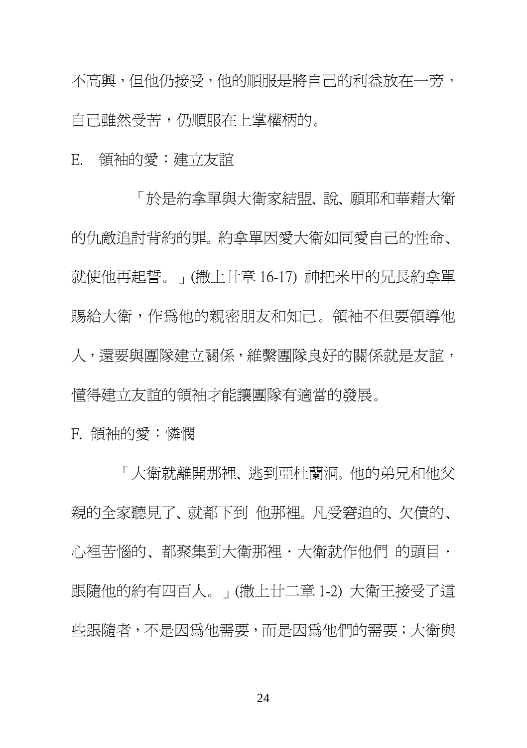不高興，但他仍接受，他的順服是將自己的利益放在一旁，自己雖然受苦，仍順服在上掌權柄的。

E. 領袖的愛：建立友誼

「於是約拿單與大衛家結盟、說、願耶和華藉大衛的仇敵追討背約的罪。約拿單因愛大衛如同愛自己的性命、就使他再起誓。」(撒上廿章 16-17) 神把米甲的兄長約拿單賜給大衛，作為他的親密朋友和知己。領袖不但要領導他人，還要與團隊建立關係，維繫團隊良好的關係就是友誼，懂得建立友誼的領袖才能讓團隊有適當的發展。

F. 領袖的愛：憐憫

「大衛就離開那裡、逃到亞杜蘭洞。他的弟兄和他父親的全家聽見了、就都下到 他那裡。凡受窘迫的、欠債的、心裡苦惱的、都聚集到大衛那裡・大衛就作他們 的頭目・跟隨他的約有四百人。」(撒上廿二章 1-2) 大衛王接受了這些跟隨者，不是因為他需要，而是因為他們的需要；大衛與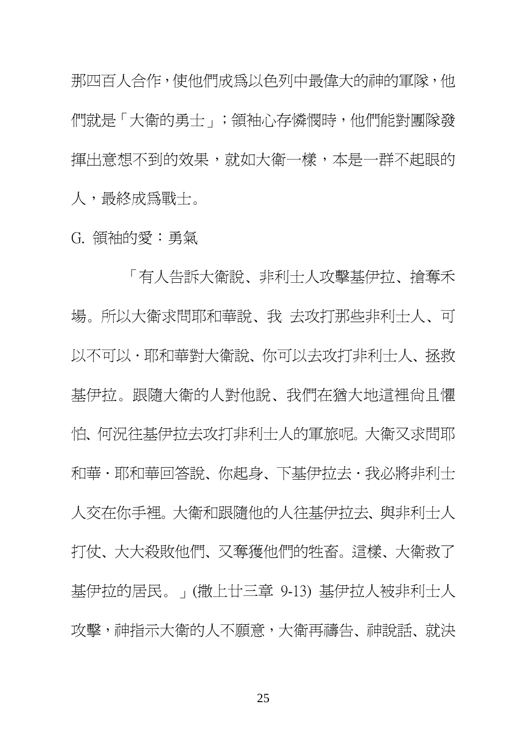那四百人合作，使他們成爲以色列中最偉大的神的軍隊，他們就是「大衛的勇士」；領袖心存憐憫時，他們能對團隊發揮出意想不到的效果，就如大衛一樣，本是一群不起眼的人，最終成爲戰士。

G. 領袖的愛：勇氣

「有人告訴大衛說、非利士人攻擊基伊拉、搶奪禾場。所以大衛求問耶和華說、我 去攻打那些非利士人、可以不可以．耶和華對大衛說、你可以去攻打非利士人、拯救基伊拉。跟隨大衛的人對他說、我們在猶大地這裡尚且懼怕、何況往基伊拉去攻打非利士人的軍旅呢。大衛又求問耶和華．耶和華回答說、你起身、下基伊拉去．我必將非利士人交在你手裡。大衛和跟隨他的人往基伊拉去、與非利士人打仗、大大殺敗他們、又奪獲他們的牲畜。這樣、大衛救了基伊拉的居民。」(撒上廿三章 9-13) 基伊拉人被非利士人攻擊，神指示大衛的人不願意，大衛再禱告、神說話、就決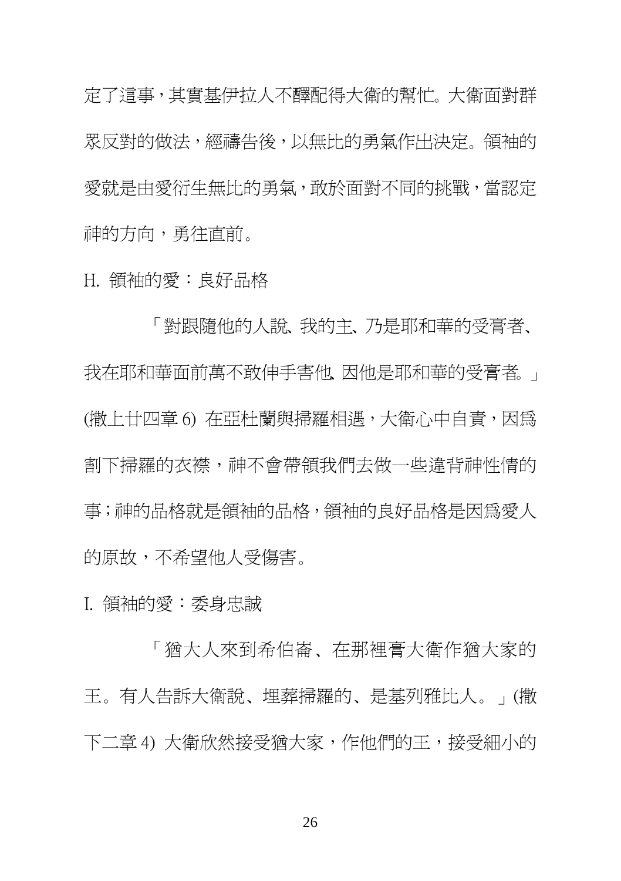定了這事，其實基伊拉人不醒配得大衛的幫忙。大衛面對群眾反對的做法，經禱告後，以無比的勇氣作出決定。領袖的愛就是由愛衍生無比的勇氣，敢於面對不同的挑戰，當認定神的方向，勇往直前。

H. 領袖的愛：良好品格

「對跟隨他的人說、我的主、乃是耶和華的受膏者、我在耶和華面前萬不敢伸手害他. 因他是耶和華的受膏者。」(撒上廿四章 6) 在亞杜蘭與掃羅相遇，大衛心中自責，因為割下掃羅的衣襟，神不會帶領我們去做一些違背神性情的事；神的品格就是領袖的品格，領袖的良好品格是因為愛人的原故，不希望他人受傷害。

I. 領袖的愛：委身忠誠

「猶大人來到希伯崙、在那裡膏大衛作猶大家的王。有人告訴大衛說、埋葬掃羅的、是基列雅比人。」(撒下二章 4) 大衛欣然接受猶大家，作他們的王，接受細小的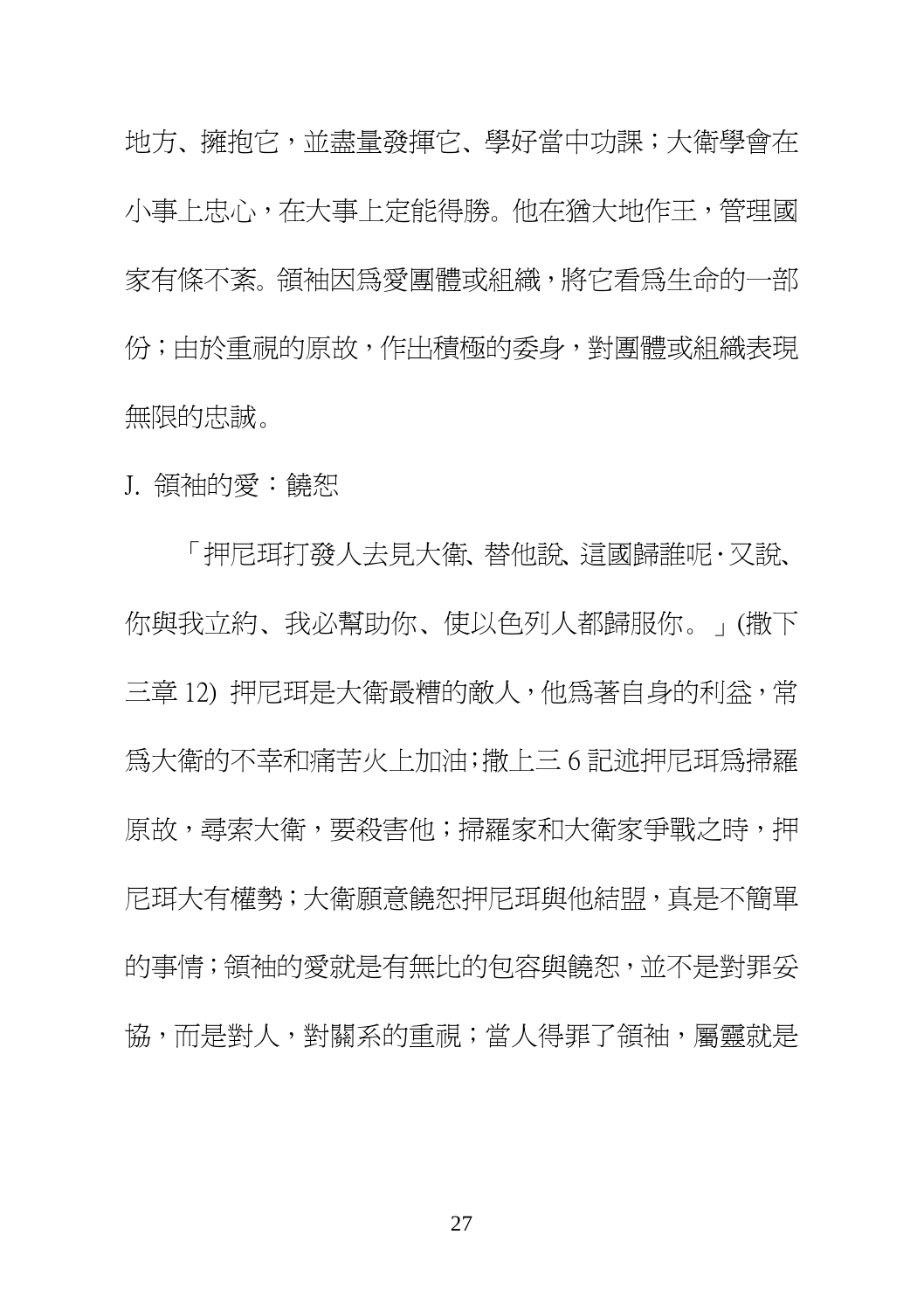地方、擁抱它，並盡量發揮它、學好當中功課；大衛學會在小事上忠心，在大事上定能得勝。他在猶大地作王，管理國家有條不紊。領袖因為愛團體或組織，將它看為生命的一部份；由於重視的原故，作出積極的委身，對團體或組織表現無限的忠誠。

J. 領袖的愛：饒恕

「押尼珥打發人去見大衛、替他說、這國歸誰呢‧又說、你與我立約、我必幫助你、使以色列人都歸服你。」(撒下三章 12) 押尼珥是大衛最糟的敵人，他為著自身的利益，常為大衛的不幸和痛苦火上加油；撒上三 6 記述押尼珥為掃羅原故，尋索大衛，要殺害他；掃羅家和大衛家爭戰之時，押尼珥大有權勢；大衛願意饒恕押尼珥與他結盟，真是不簡單的事情；領袖的愛就是有無比的包容與饒恕，並不是對罪妥協，而是對人，對關系的重視；當人得罪了領袖，屬靈就是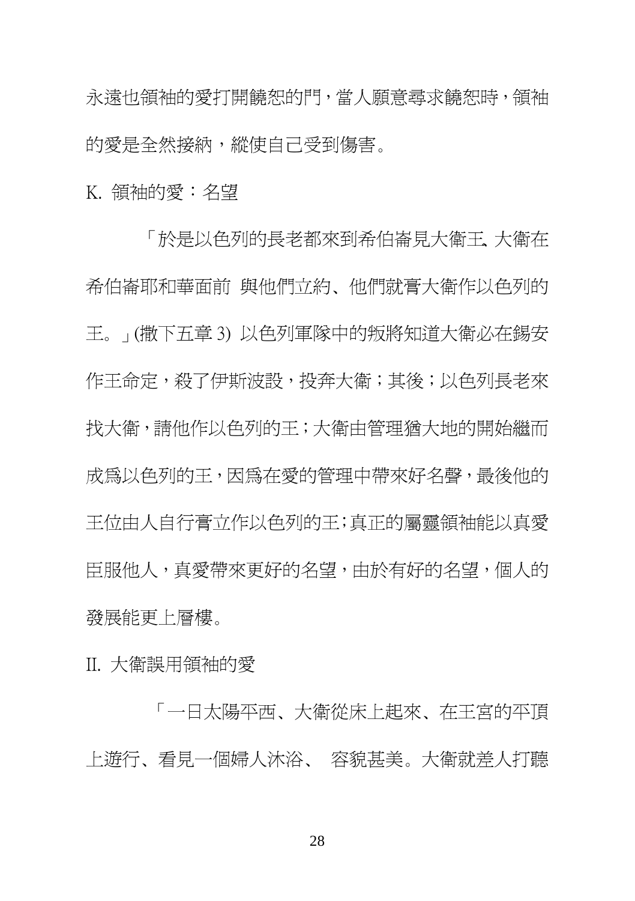永遠也領袖的愛打開饒恕的門，當人願意尋求饒恕時，領袖的愛是全然接納，縱使自己受到傷害。

K. 領袖的愛：名望

「於是以色列的長老都來到希伯崙見大衛王. 大衛在希伯崙耶和華面前 與他們立約、他們就膏大衛作以色列的王。」(撒下五章 3) 以色列軍隊中的叛將知道大衛必在錫安作王命定，殺了伊斯波設，投奔大衛；其後；以色列長老來找大衛，請他作以色列的王；大衛由管理猶大地的開始繼而成為以色列的王，因為在愛的管理中帶來好名聲，最後他的王位由人自行膏立作以色列的王；真正的屬靈領袖能以真愛臣服他人，真愛帶來更好的名望，由於有好的名望，個人的發展能更上層樓。

II. 大衛誤用領袖的愛

「一日太陽平西、大衛從床上起來、在王宮的平頂上遊行、看見一個婦人沐浴、 容貌甚美。大衛就差人打聽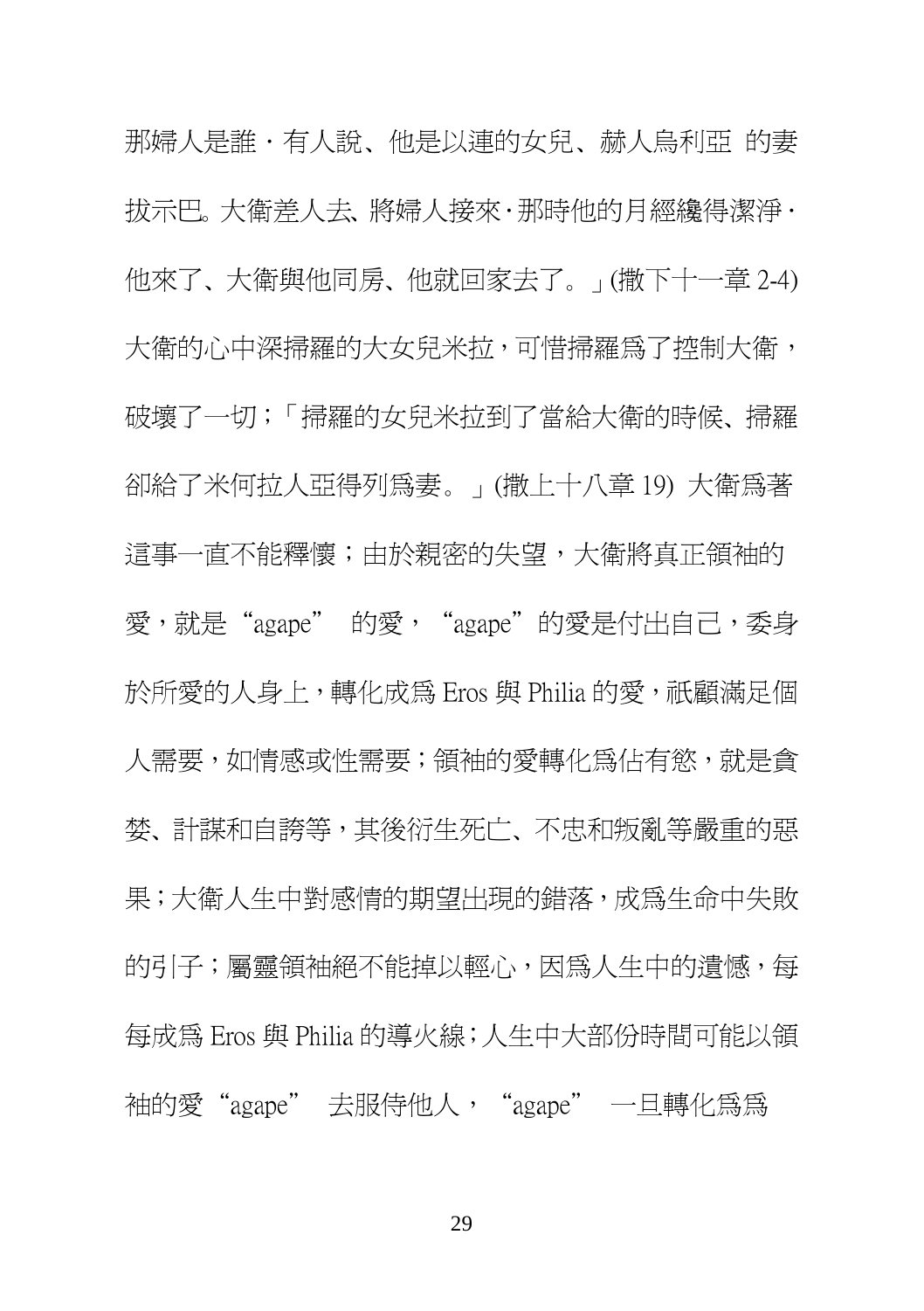那婦人是誰．有人說、他是以連的女兒、赫人烏利亞 的妻拔示巴。大衛差人去、將婦人接來·那時他的月經纔得潔淨·他來了、大衛與他同房、他就回家去了。」(撒下十一章 2-4) 大衛的心中深掃羅的大女兒米拉，可惜掃羅為了控制大衛，破壞了一切；「掃羅的女兒米拉到了當給大衛的時候、掃羅卻給了米何拉人亞得列為妻。」(撒上十八章 19) 大衛為著這事一直不能釋懷；由於親密的失望，大衛將真正領袖的愛，就是“agape” 的愛，“agape”的愛是付出自己，委身於所愛的人身上，轉化成為 Eros 與 Philia 的愛，祇顧滿足個人需要，如情感或性需要；領袖的愛轉化為佔有慾，就是貪婪、計謀和自誇等，其後衍生死亡、不忠和叛亂等嚴重的惡果；大衛人生中對感情的期望出現的錯落，成為生命中失敗的引子；屬靈領袖絕不能掉以輕心，因為人生中的遺憾，每每成為 Eros 與 Philia 的導火線；人生中大部份時間可能以領袖的愛“agape” 去服侍他人，“agape” 一旦轉化為為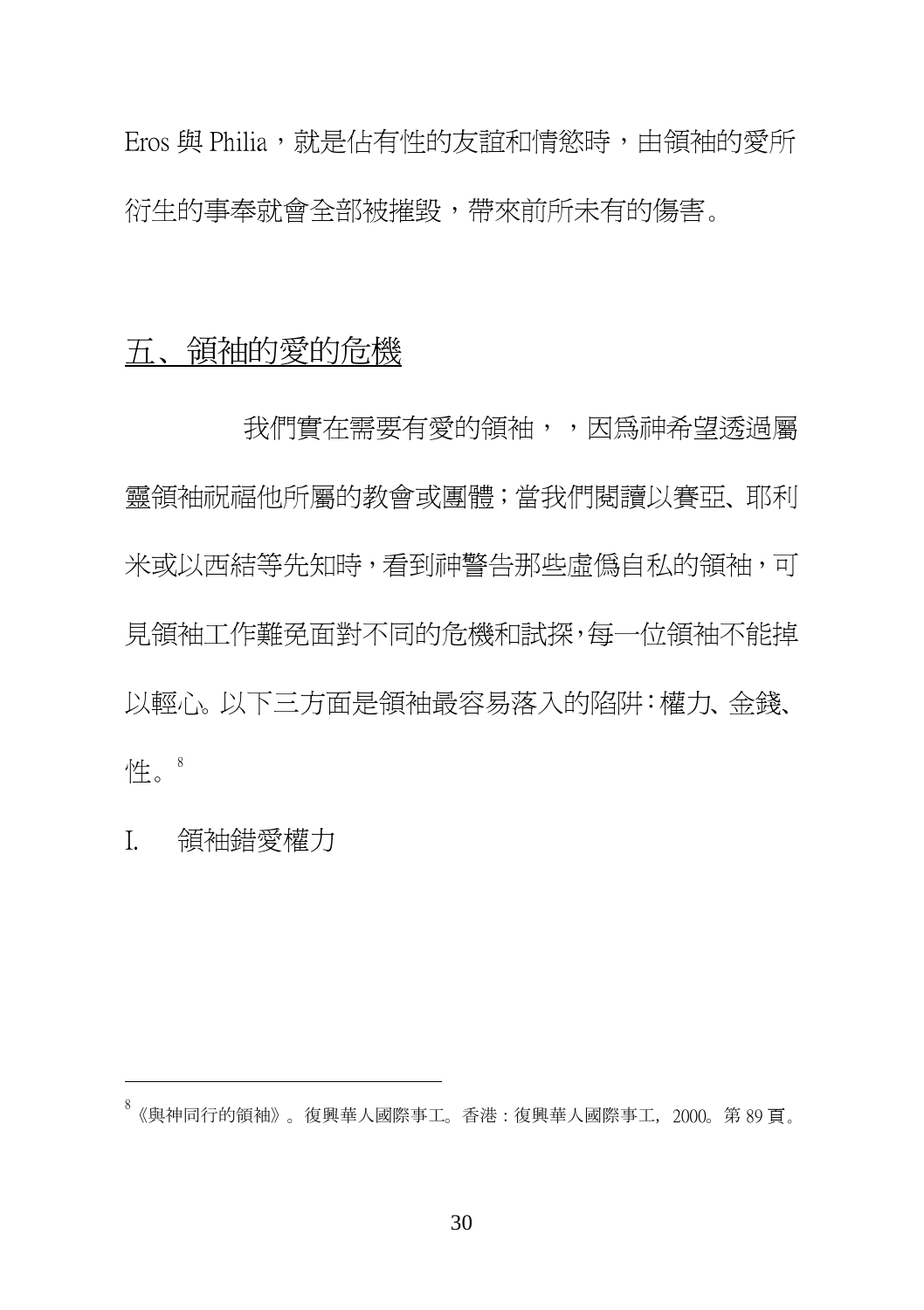Eros 與 Philia，就是佔有性的友誼和情慾時，由領袖的愛所衍生的事奉就會全部被摧毀，帶來前所未有的傷害。

## 五、領袖的愛的危機

我們實在需要有愛的領袖，，因爲神希望透過屬靈領袖祝福他所屬的教會或團體；當我們閱讀以賽亞、耶利米或以西結等先知時，看到神警告那些虛僞自私的領袖，可見領袖工作難免面對不同的危機和試探，每一位領袖不能掉以輕心。以下三方面是領袖最容易落入的陷阱：權力、金錢、性。[8]

I. 領袖錯愛權力

---

[8] 《與神同行的領袖》。復興華人國際事工。香港：復興華人國際事工，2000。第 89 頁。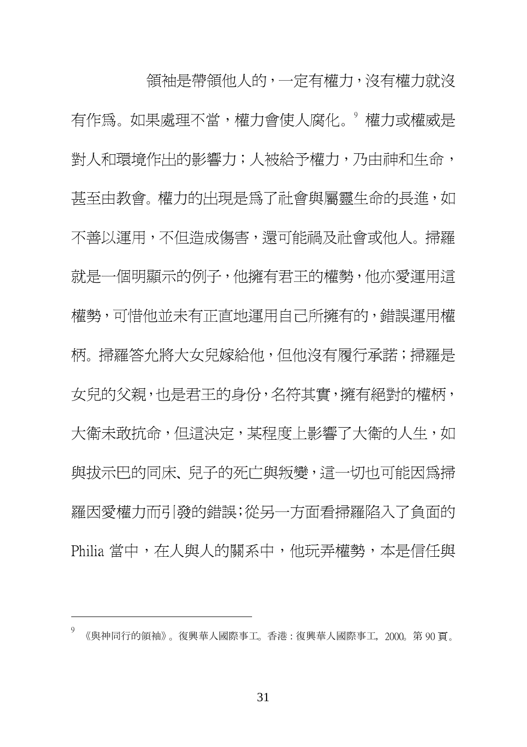領袖是帶領他人的，一定有權力，沒有權力就沒有作爲。如果處理不當，權力會使人腐化。[9] 權力或權威是對人和環境作出的影響力；人被給予權力，乃由神和生命，甚至由教會。權力的出現是爲了社會與屬靈生命的長進，如不善以運用，不但造成傷害，還可能禍及社會或他人。掃羅就是一個明顯示的例子，他擁有君王的權勢，他亦愛運用這權勢，可惜他並未有正直地運用自己所擁有的，錯誤運用權柄。掃羅答允將大女兒嫁給他，但他沒有履行承諾；掃羅是女兒的父親，也是君王的身份，名符其實，擁有絕對的權柄，大衛未敢抗命，但這決定，某程度上影響了大衛的人生，如與拔示巴的同床、兒子的死亡與叛變，這一切也可能因爲掃羅因愛權力而引發的錯誤；從另一方面看掃羅陷入了負面的 Philia 當中，在人與人的關系中，他玩弄權勢，本是信任與

[9] 《與神同行的領袖》。復興華人國際事工。香港：復興華人國際事工, 2000。第 90 頁。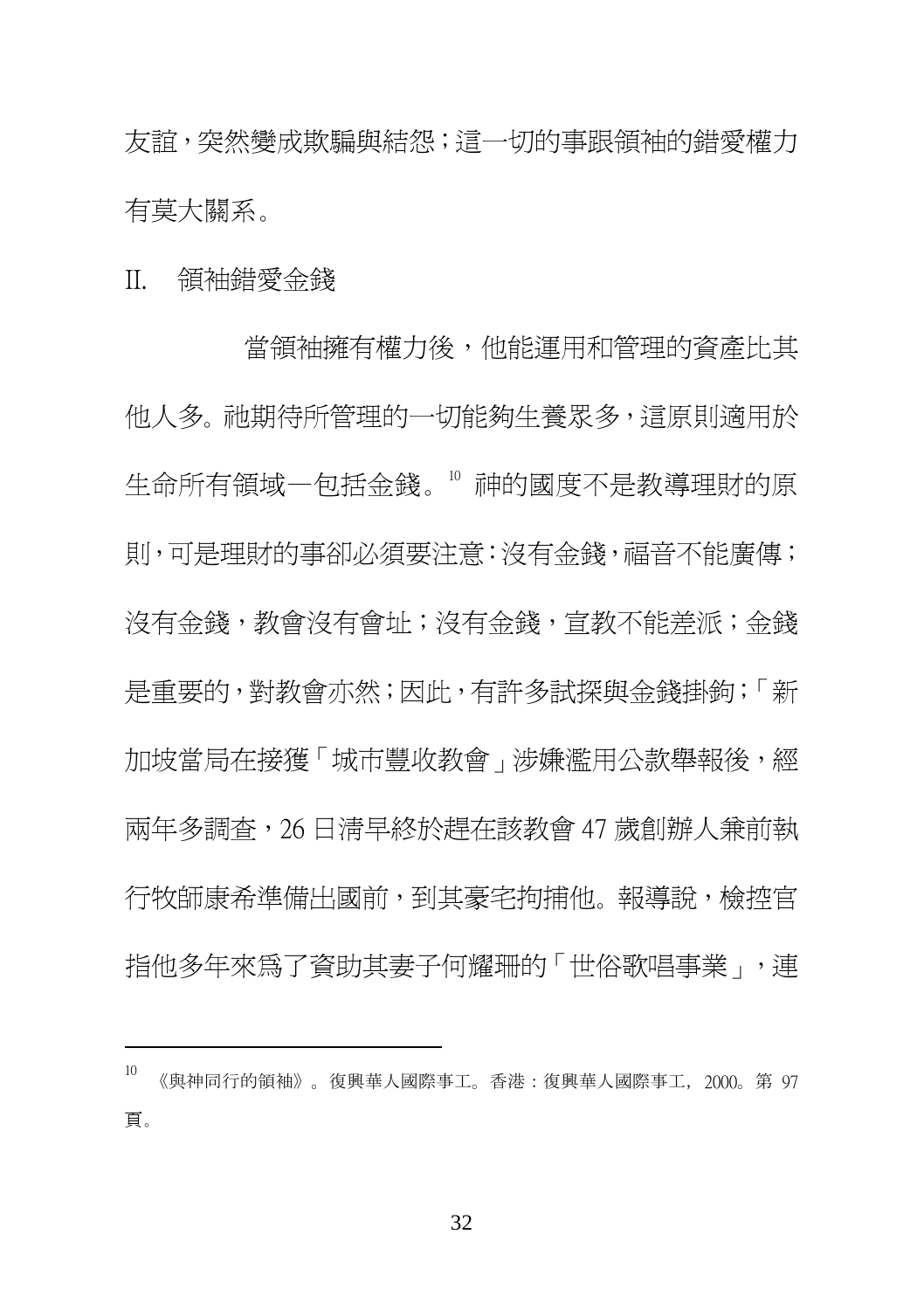友誼，突然變成欺騙與結怨；這一切的事跟領袖的錯愛權力有莫大關系。

II. 領袖錯愛金錢

當領袖擁有權力後，他能運用和管理的資產比其他人多。祂期待所管理的一切能夠生養眾多，這原則適用於生命所有領域一包括金錢。[10] 神的國度不是教導理財的原則，可是理財的事卻必須要注意：沒有金錢，福音不能廣傳；沒有金錢，教會沒有會址；沒有金錢，宣教不能差派；金錢是重要的，對教會亦然；因此，有許多試探與金錢掛鉤；「新加坡當局在接獲「城市豐收教會」涉嫌濫用公款舉報後，經兩年多調查，26 日清早終於趕在該教會 47 歲創辦人兼前執行牧師康希準備出國前，到其豪宅拘捕他。報導說，檢控官指他多年來為了資助其妻子何耀珊的「世俗歌唱事業」，連

---

[10] 《與神同行的領袖》。復興華人國際事工。香港：復興華人國際事工，2000。第 97 頁。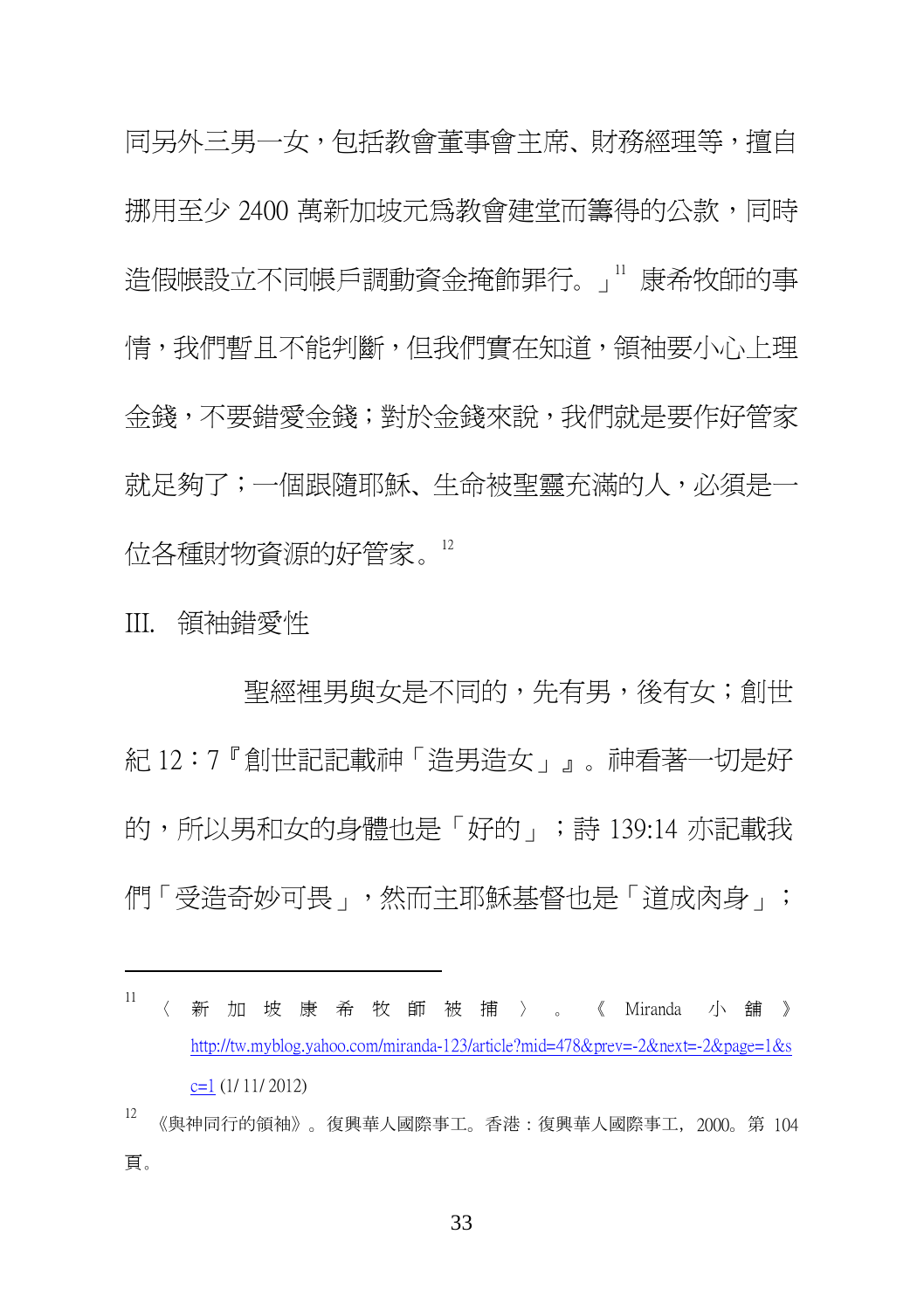同另外三男一女，包括教會董事會主席、財務經理等，擅自挪用至少 2400 萬新加坡元爲教會建堂而籌得的公款，同時造假帳設立不同帳戶調動資金掩飾罪行。」[11] 康希牧師的事情，我們暫且不能判斷，但我們實在知道，領袖要小心上理金錢，不要錯愛金錢；對於金錢來說，我們就是要作好管家就足夠了；一個跟隨耶穌、生命被聖靈充滿的人，必須是一位各種財物資源的好管家。[12]

III. 領袖錯愛性

聖經裡男與女是不同的，先有男，後有女；創世紀 12：7『創世記記載神「造男造女」』。神看著一切是好的，所以男和女的身體也是「好的」；詩 139:14 亦記載我們「受造奇妙可畏」，然而主耶穌基督也是「道成肉身」；

---

[11] 〈新加坡康希牧師被捕〉。《Miranda 小舖》 http://tw.myblog.yahoo.com/miranda-123/article?mid=478&prev=-2&next=-2&page=1&sc=1 (1/ 11/ 2012)

[12] 《與神同行的領袖》。復興華人國際事工。香港：復興華人國際事工，2000。第 104 頁。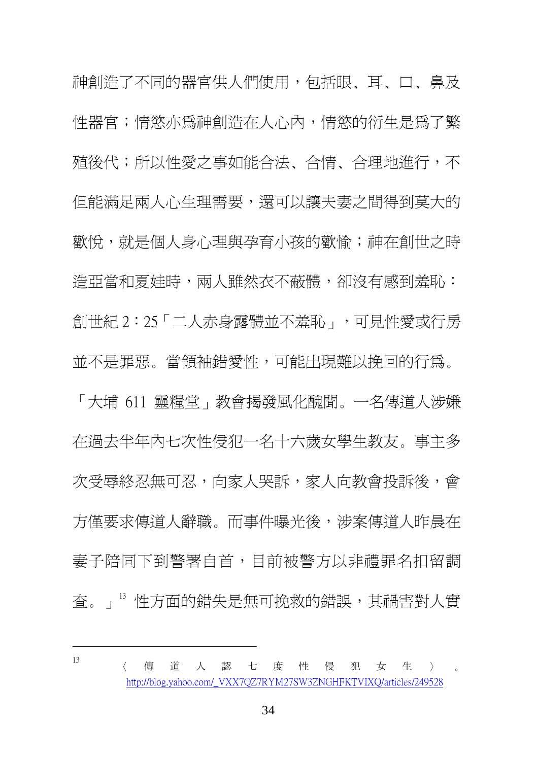神創造了不同的器官供人們使用，包括眼、耳、口、鼻及性器官；情慾亦為神創造在人心內，情慾的衍生是為了繁殖後代；所以性愛之事如能合法、合情、合理地進行，不但能滿足兩人心生理需要，還可以讓夫妻之間得到莫大的歡悅，就是個人身心理與孕育小孩的歡愉；神在創世之時造亞當和夏娃時，兩人雖然衣不蔽體，卻沒有感到羞恥：創世紀 2：25「二人赤身露體並不羞恥」，可見性愛或行房並不是罪惡。當領袖錯愛性，可能出現難以挽回的行為。「大埔 611 靈糧堂」教會揭發風化醜聞。一名傳道人涉嫌在過去半年內七次性侵犯一名十六歲女學生教友。事主多次受辱終忍無可忍，向家人哭訴，家人向教會投訴後，會方僅要求傳道人辭職。而事件曝光後，涉案傳道人昨晨在妻子陪同下到警署自首，目前被警方以非禮罪名扣留調查。」[13] 性方面的錯失是無可挽救的錯誤，其禍害對人實

---

[13] 〈傳道人認七度性侵犯女生〉。http://blog.yahoo.com/_VXX7QZ7RYM27SW3ZNGHFKTVIXQ/articles/249528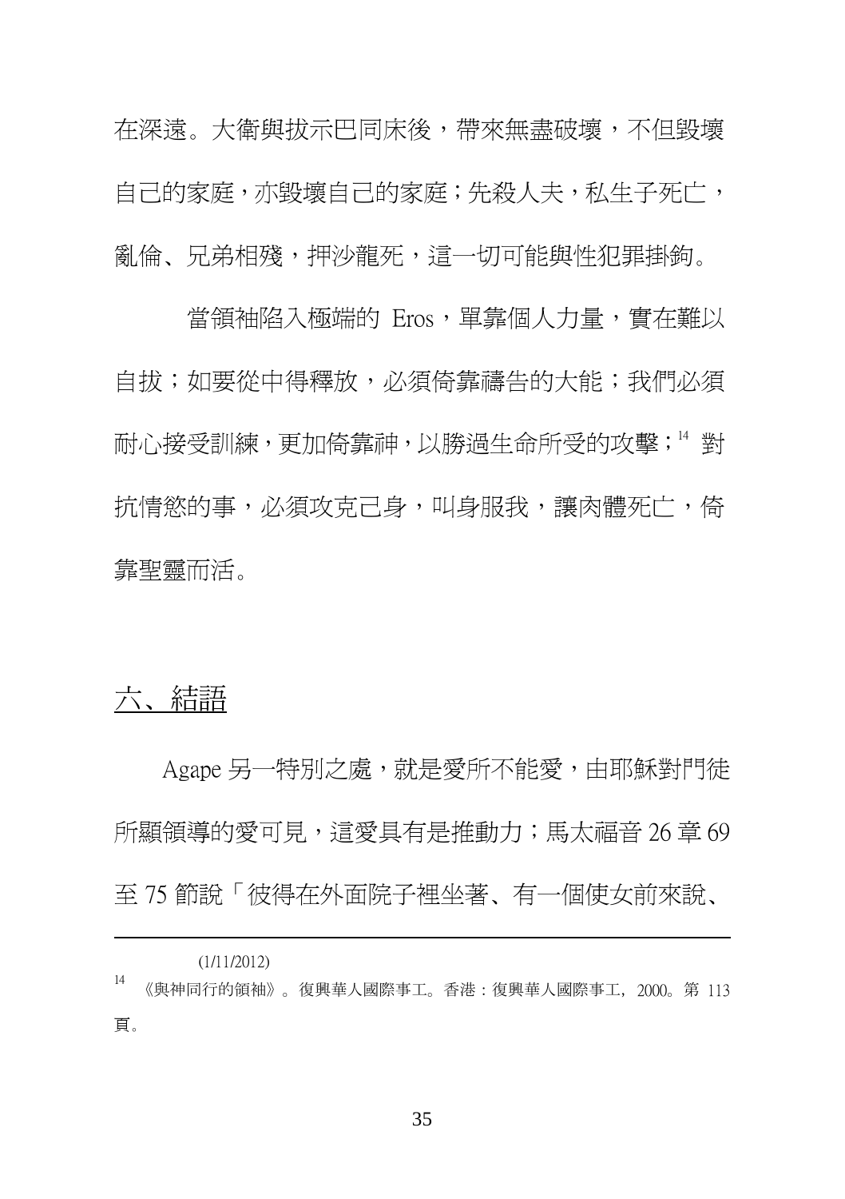在深遠。大衛與拔示巴同床後，帶來無盡破壞，不但毀壞自己的家庭，亦毀壞自己的家庭；先殺人夫，私生子死亡，亂倫、兄弟相殘，押沙龍死，這一切可能與性犯罪掛鉤。

當領袖陷入極端的 Eros，單靠個人力量，實在難以自拔；如要從中得釋放，必須倚靠禱告的大能；我們必須耐心接受訓練，更加倚靠神，以勝過生命所受的攻擊；[14] 對抗情慾的事，必須攻克己身，叫身服我，讓肉體死亡，倚靠聖靈而活。

## 六、結語

Agape 另一特別之處，就是愛所不能愛，由耶穌對門徒所顯領導的愛可見，這愛具有是推動力；馬太福音 26 章 69 至 75 節說「彼得在外面院子裡坐著、有一個使女前來說、

---

(1/11/2012)

[14] 《與神同行的領袖》。復興華人國際事工。香港：復興華人國際事工，2000。第 113 頁。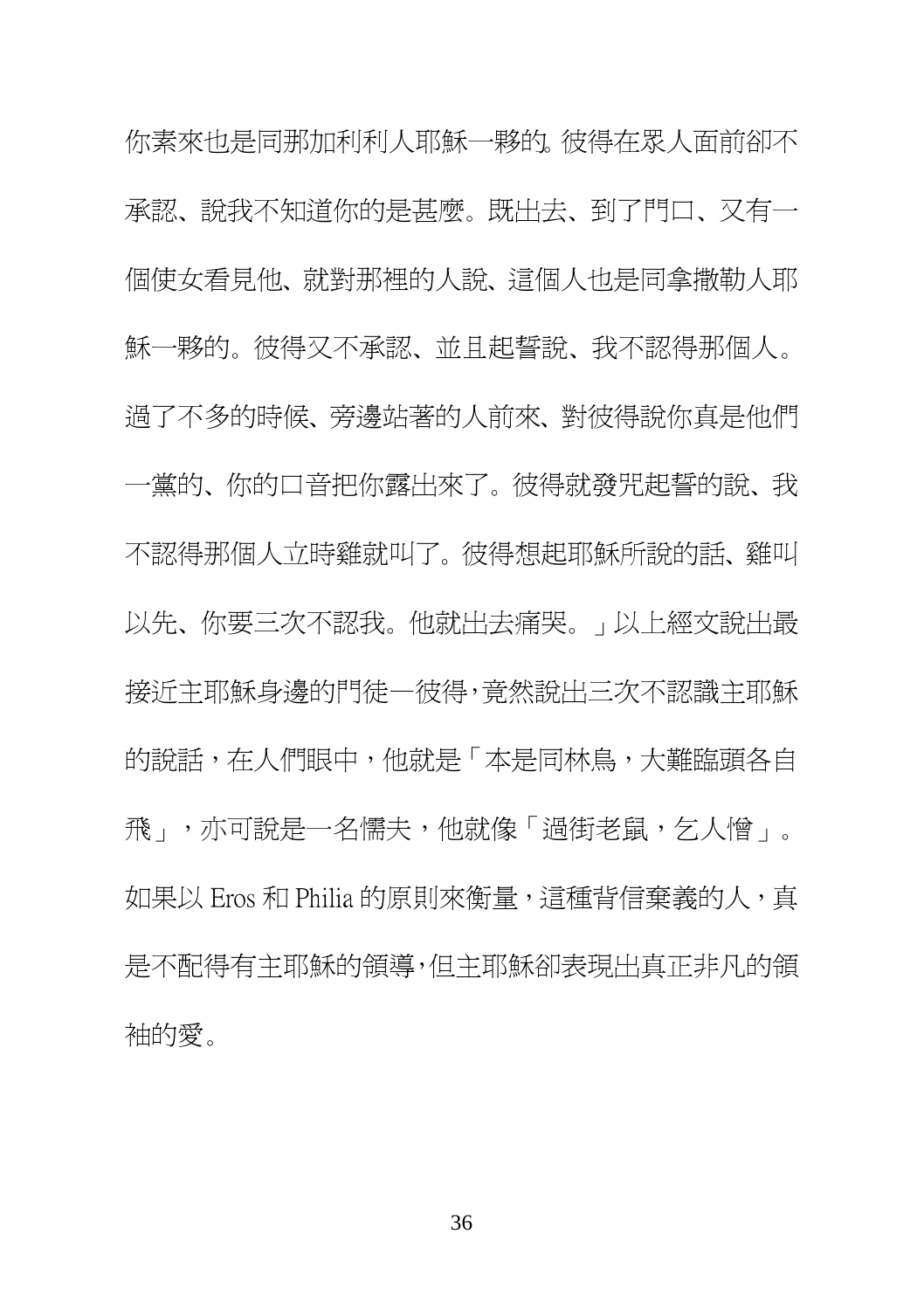你素來也是同那加利利人耶穌一夥的. 彼得在眾人面前卻不承認、說我不知道你的是甚麼。既出去、到了門口、又有一個使女看見他、就對那裡的人說、這個人也是同拿撒勒人耶穌一夥的。彼得又不承認、並且起誓說、我不認得那個人。過了不多的時候、旁邊站著的人前來、對彼得說你真是他們一黨的、你的口音把你露出來了。彼得就發咒起誓的說、我不認得那個人立時雞就叫了。彼得想起耶穌所說的話、雞叫以先、你要三次不認我。他就出去痛哭。」以上經文說出最接近主耶穌身邊的門徒一彼得，竟然說出三次不認識主耶穌的說話，在人們眼中，他就是「本是同林鳥，大難臨頭各自飛」，亦可說是一名懦夫，他就像「過街老鼠，乞人憎」。如果以 Eros 和 Philia 的原則來衡量，這種背信棄義的人，真是不配得有主耶穌的領導，但主耶穌卻表現出真正非凡的領袖的愛。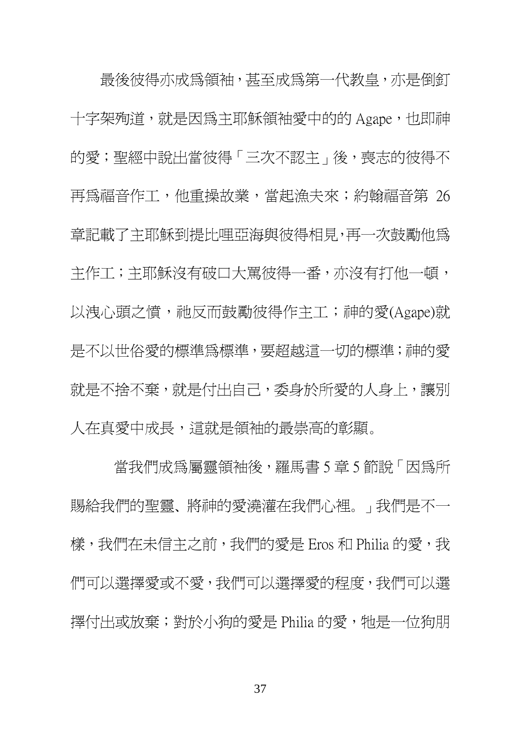最後彼得亦成爲領袖，甚至成爲第一代教皇，亦是倒釘十字架殉道，就是因爲主耶穌領袖愛中的的 Agape，也即神的愛；聖經中說出當彼得「三次不認主」後，喪志的彼得不再爲福音作工，他重操故業，當起漁夫來；約翰福音第 26 章記載了主耶穌到提比哩亞海與彼得相見，再一次鼓勵他爲主作工；主耶穌沒有破口大罵彼得一番，亦沒有打他一頓，以洩心頭之憤，祂反而鼓勵彼得作主工；神的愛(Agape)就是不以世俗愛的標準爲標準，要超越這一切的標準；神的愛就是不捨不棄，就是付出自己，委身於所愛的人身上，讓別人在真愛中成長，這就是領袖的最崇高的彰顯。

當我們成爲屬靈領袖後，羅馬書 5 章 5 節說「因爲所賜給我們的聖靈、將神的愛澆灌在我們心裡。」我們是不一樣，我們在未信主之前，我們的愛是 Eros 和 Philia 的愛，我們可以選擇愛或不愛，我們可以選擇愛的程度，我們可以選擇付出或放棄；對於小狗的愛是 Philia 的愛，牠是一位狗朋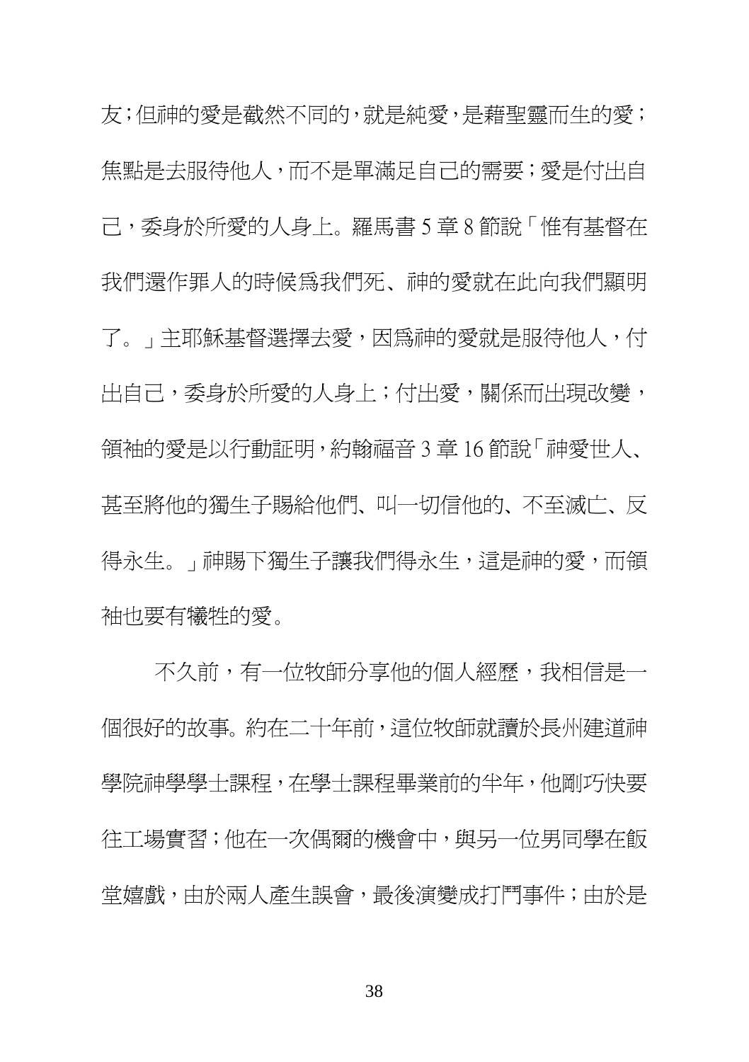友；但神的愛是截然不同的，就是純愛，是藉聖靈而生的愛；焦點是去服待他人，而不是單滿足自己的需要；愛是付出自己，委身於所愛的人身上。羅馬書 5 章 8 節說「惟有基督在我們還作罪人的時候爲我們死、神的愛就在此向我們顯明了。」主耶穌基督選擇去愛，因爲神的愛就是服待他人，付出自己，委身於所愛的人身上；付出愛，關係而出現改變，領袖的愛是以行動証明，約翰福音 3 章 16 節說「神愛世人、甚至將他的獨生子賜給他們、叫一切信他的、不至滅亡、反得永生。」神賜下獨生子讓我們得永生，這是神的愛，而領袖也要有犧牲的愛。

不久前，有一位牧師分享他的個人經歷，我相信是一個很好的故事。約在二十年前，這位牧師就讀於長州建道神學院神學學士課程，在學士課程畢業前的半年，他剛巧快要往工場實習；他在一次偶爾的機會中，與另一位男同學在飯堂嬉戲，由於兩人產生誤會，最後演變成打鬥事件；由於是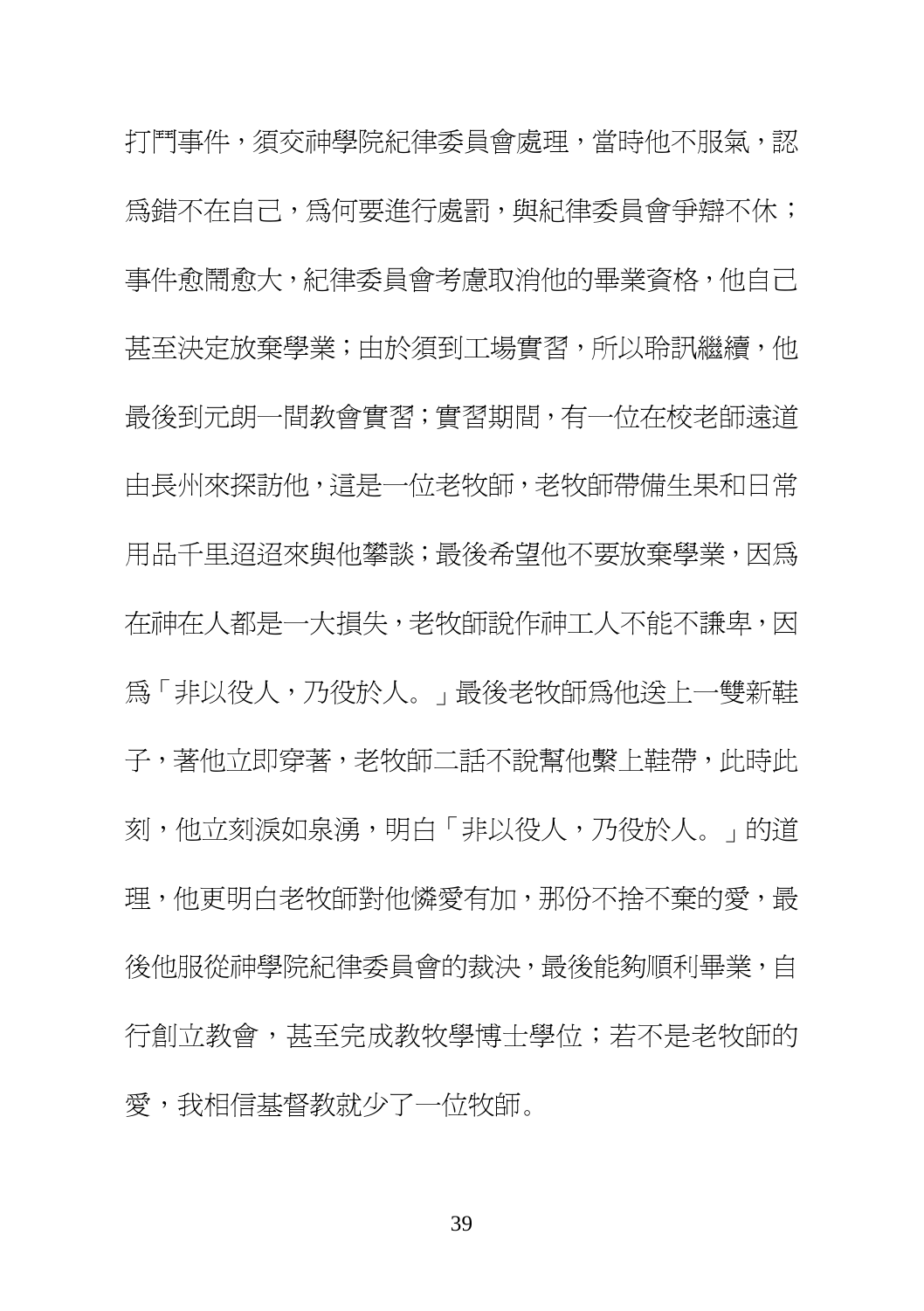打鬥事件，須交神學院紀律委員會處理，當時他不服氣，認爲錯不在自己，爲何要進行處罰，與紀律委員會爭辯不休；事件愈鬧愈大，紀律委員會考慮取消他的畢業資格，他自己甚至決定放棄學業；由於須到工場實習，所以聆訊繼續，他最後到元朗一間教會實習；實習期間，有一位在校老師遠道由長州來探訪他，這是一位老牧師，老牧師帶備生果和日常用品千里迢迢來與他攀談；最後希望他不要放棄學業，因爲在神在人都是一大損失，老牧師說作神工人不能不謙卑，因爲「非以役人，乃役於人。」最後老牧師爲他送上一雙新鞋子，著他立即穿著，老牧師二話不說幫他繫上鞋帶，此時此刻，他立刻淚如泉湧，明白「非以役人，乃役於人。」的道理，他更明白老牧師對他憐愛有加，那份不捨不棄的愛，最後他服從神學院紀律委員會的裁決，最後能夠順利畢業，自行創立教會，甚至完成教牧學博士學位；若不是老牧師的愛，我相信基督教就少了一位牧師。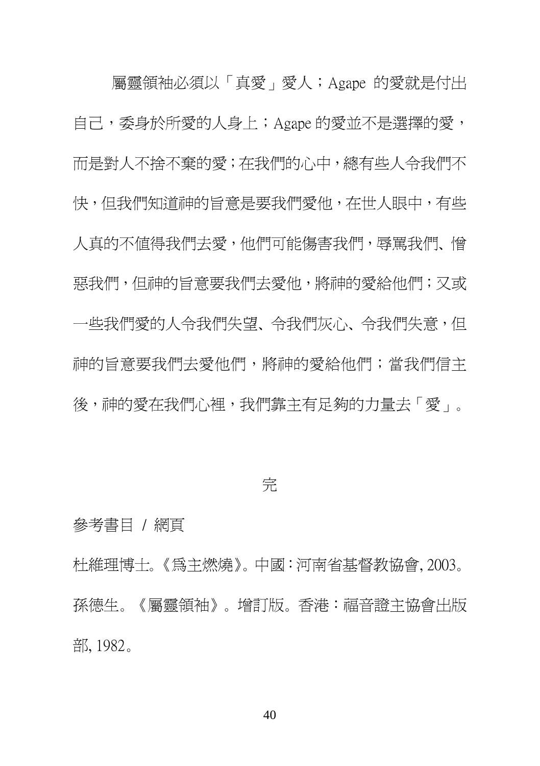屬靈領袖必須以「真愛」愛人；Agape 的愛就是付出自己，委身於所愛的人身上；Agape 的愛並不是選擇的愛，而是對人不捨不棄的愛；在我們的心中，總有些人令我們不快，但我們知道神的旨意是要我們愛他，在世人眼中，有些人真的不值得我們去愛，他們可能傷害我們，辱罵我們、憎惡我們，但神的旨意要我們去愛他，將神的愛給他們；又或一些我們愛的人令我們失望、令我們灰心、令我們失意，但神的旨意要我們去愛他們，將神的愛給他們；當我們信主後，神的愛在我們心裡，我們靠主有足夠的力量去「愛」。

完

參考書目 / 網頁

杜維理博士。《為主燃燒》。中國：河南省基督教協會, 2003。

孫德生。《屬靈領袖》。增訂版。香港：福音證主協會出版部, 1982。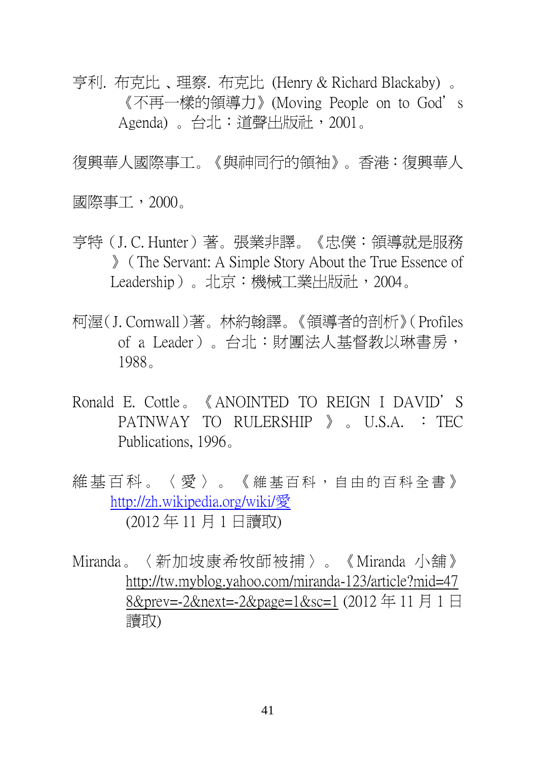亨利. 布克比 、理察. 布克比 (Henry & Richard Blackaby) 。《不再一樣的領導力》(Moving People on to God’s Agenda) 。台北：道聲出版社，2001。

復興華人國際事工。《與神同行的領袖》。香港：復興華人國際事工，2000。

亨特（J. C. Hunter）著。張業非譯。《忠僕：領導就是服務》（The Servant: A Simple Story About the True Essence of Leadership）。北京：機械工業出版社，2004。

柯渥（J. Cornwall）著。林約翰譯。《領導者的剖析》（Profiles of a Leader）。台北：財團法人基督教以琳書房，1988。

Ronald E. Cottle。《ANOINTED TO REIGN I DAVID’S PATNWAY TO RULERSHIP》。U.S.A. ：TEC Publications, 1996。

維基百科。〈愛〉。《維基百科，自由的百科全書》http://zh.wikipedia.org/wiki/愛 (2012 年 11 月 1 日讀取)

Miranda。〈新加坡康希牧師被捕〉。《Miranda 小舖》http://tw.myblog.yahoo.com/miranda-123/article?mid=478&prev=-2&next=-2&page=1&sc=1 (2012 年 11 月 1 日讀取)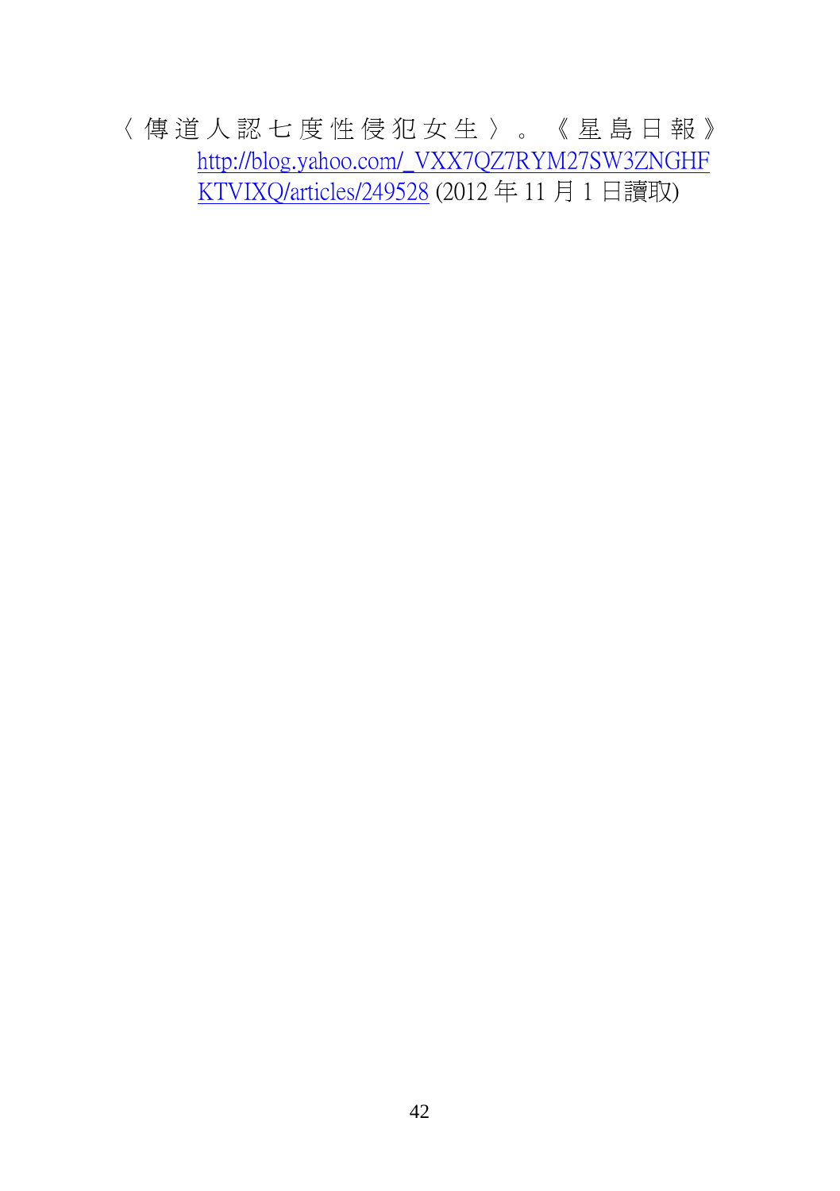〈傳道人認七度性侵犯女生〉。《星島日報》http://blog.yahoo.com/_VXX7QZ7RYM27SW3ZNGHFKTVIXQ/articles/249528 (2012 年 11 月 1 日讀取)